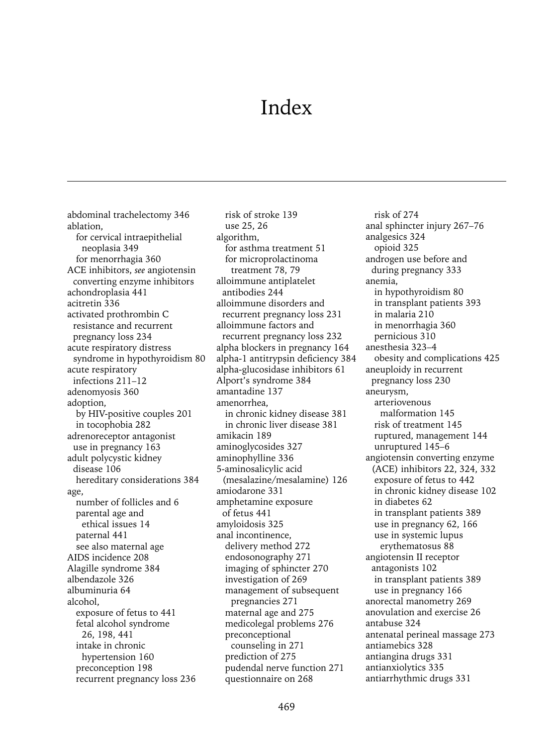# Index

abdominal trachelectomy 346
ablation,
  for cervical intraepithelial neoplasia 349
  for menorrhagia 360
ACE inhibitors, *see* angiotensin converting enzyme inhibitors
achondroplasia 441
acitretin 336
activated prothrombin C resistance and recurrent pregnancy loss 234
acute respiratory distress syndrome in hypothyroidism 80
acute respiratory infections 211–12
adenomyosis 360
adoption,
  by HIV-positive couples 201
  in tocophobia 282
adrenoreceptor antagonist use in pregnancy 163
adult polycystic kidney disease 106
  hereditary considerations 384
age,
  number of follicles and 6
  parental age and ethical issues 14
  paternal 441
  see also maternal age
AIDS incidence 208
Alagille syndrome 384
albendazole 326
albuminuria 64
alcohol,
  exposure of fetus to 441
  fetal alcohol syndrome 26, 198, 441
  intake in chronic hypertension 160
  preconception 198
  recurrent pregnancy loss 236
  risk of stroke 139
  use 25, 26
algorithm,
  for asthma treatment 51
  for microprolactinoma treatment 78, 79
alloimmune antiplatelet antibodies 244
alloimmune disorders and recurrent pregnancy loss 231
alloimmune factors and recurrent pregnancy loss 232
alpha blockers in pregnancy 164
alpha-1 antitrypsin deficiency 384
alpha-glucosidase inhibitors 61
Alport's syndrome 384
amantadine 137
amenorrhea,
  in chronic kidney disease 381
  in chronic liver disease 381
amikacin 189
aminoglycosides 327
aminophylline 336
5-aminosalicylic acid (mesalazine/mesalamine) 126
amiodarone 331
amphetamine exposure of fetus 441
amyloidosis 325
anal incontinence,
  delivery method 272
  endosonography 271
  imaging of sphincter 270
  investigation of 269
  management of subsequent pregnancies 271
  maternal age and 275
  medicolegal problems 276
  preconceptional counseling in 271
  prediction of 275
  pudendal nerve function 271
  questionnaire on 268
  risk of 274
anal sphincter injury 267–76
analgesics 324
  opioid 325
androgen use before and during pregnancy 333
anemia,
  in hypothyroidism 80
  in transplant patients 393
  in malaria 210
  in menorrhagia 360
  pernicious 310
anesthesia 323–4
  obesity and complications 425
aneuploidy in recurrent pregnancy loss 230
aneurysm,
  arteriovenous malformation 145
  risk of treatment 145
  ruptured, management 144
  unruptured 145–6
angiotensin converting enzyme (ACE) inhibitors 22, 324, 332
  exposure of fetus to 442
  in chronic kidney disease 102
  in diabetes 62
  in transplant patients 389
  use in pregnancy 62, 166
  use in systemic lupus erythematosus 88
angiotensin II receptor antagonists 102
  in transplant patients 389
  use in pregnancy 166
anorectal manometry 269
anovulation and exercise 26
antabuse 324
antenatal perineal massage 273
antiamebics 328
antiangina drugs 331
antianxiolytics 335
antiarrhythmic drugs 331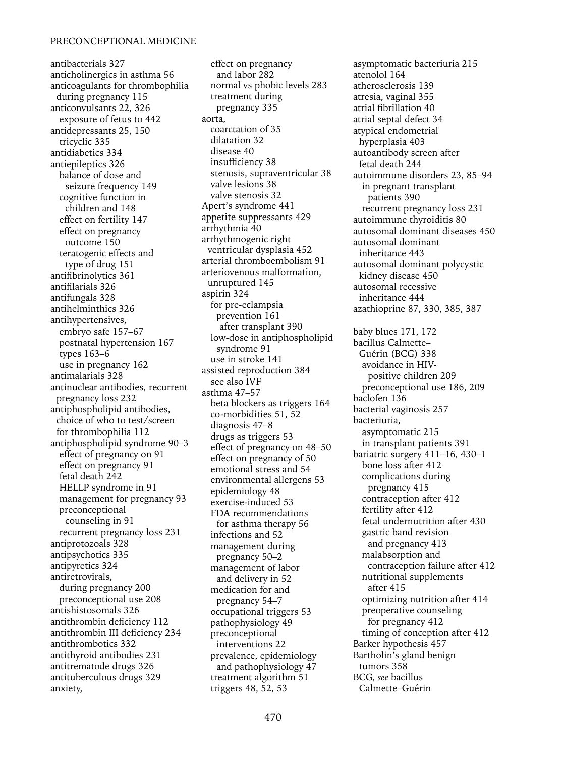antibacterials 327
anticholinergics in asthma 56
anticoagulants for thrombophilia during pregnancy 115
anticonvulsants 22, 326
  exposure of fetus to 442
antidepressants 25, 150
  tricyclic 335
antidiabetics 334
antiepileptics 326
  balance of dose and seizure frequency 149
  cognitive function in children and 148
  effect on fertility 147
  effect on pregnancy outcome 150
  teratogenic effects and type of drug 151
antifibrinolytics 361
antifilarials 326
antifungals 328
antihelminthics 326
antihypertensives,
  embryo safe 157–67
  postnatal hypertension 167
  types 163–6
  use in pregnancy 162
antimalarials 328
antinuclear antibodies, recurrent pregnancy loss 232
antiphospholipid antibodies, choice of who to test/screen for thrombophilia 112
antiphospholipid syndrome 90–3
  effect of pregnancy on 91
  effect on pregnancy 91
  fetal death 242
  HELLP syndrome in 91
  management for pregnancy 93
  preconceptional counseling in 91
  recurrent pregnancy loss 231
antiprotozoals 328
antipsychotics 335
antipyretics 324
antiretrovirals,
  during pregnancy 200
  preconceptional use 208
antishistosomals 326
antithrombin deficiency 112
antithrombin III deficiency 234
antithrombotics 332
antithyroid antibodies 231
antitrematode drugs 326
antituberculous drugs 329
anxiety,
  effect on pregnancy and labor 282
  normal vs phobic levels 283
  treatment during pregnancy 335
aorta,
  coarctation of 35
  dilatation 32
  disease 40
  insufficiency 38
  stenosis, supraventricular 38
  valve lesions 38
  valve stenosis 32
Apert's syndrome 441
appetite suppressants 429
arrhythmia 40
arrhythmogenic right ventricular dysplasia 452
arterial thromboembolism 91
arteriovenous malformation, unruptured 145
aspirin 324
  for pre-eclampsia prevention 161
    after transplant 390
  low-dose in antiphospholipid syndrome 91
  use in stroke 141
assisted reproduction 384
  see also IVF
asthma 47–57
  beta blockers as triggers 164
  co-morbidities 51, 52
  diagnosis 47–8
  drugs as triggers 53
  effect of pregnancy on 48–50
  effect on pregnancy of 50
  emotional stress and 54
  environmental allergens 53
  epidemiology 48
  exercise-induced 53
  FDA recommendations for asthma therapy 56
  infections and 52
  management during pregnancy 50–2
  management of labor and delivery in 52
  medication for and pregnancy 54–7
  occupational triggers 53
  pathophysiology 49
  preconceptional interventions 22
  prevalence, epidemiology and pathophysiology 47
  treatment algorithm 51
  triggers 48, 52, 53
asymptomatic bacteriuria 215
atenolol 164
atherosclerosis 139
atresia, vaginal 355
atrial fibrillation 40
atrial septal defect 34
atypical endometrial hyperplasia 403
autoantibody screen after fetal death 244
autoimmune disorders 23, 85–94
  in pregnant transplant patients 390
  recurrent pregnancy loss 231
autoimmune thyroiditis 80
autosomal dominant diseases 450
autosomal dominant inheritance 443
autosomal dominant polycystic kidney disease 450
autosomal recessive inheritance 444
azathioprine 87, 330, 385, 387

baby blues 171, 172
bacillus Calmette–Guérin (BCG) 338
  avoidance in HIV-positive children 209
  preconceptional use 186, 209
baclofen 136
bacterial vaginosis 257
bacteriuria,
  asymptomatic 215
  in transplant patients 391
bariatric surgery 411–16, 430–1
  bone loss after 412
  complications during pregnancy 415
  contraception after 412
  fertility after 412
  fetal undernutrition after 430
  gastric band revision and pregnancy 413
  malabsorption and contraception failure after 412
  nutritional supplements after 415
  optimizing nutrition after 414
  preoperative counseling for pregnancy 412
  timing of conception after 412
Barker hypothesis 457
Bartholin's gland benign tumors 358
BCG, *see* bacillus Calmette–Guérin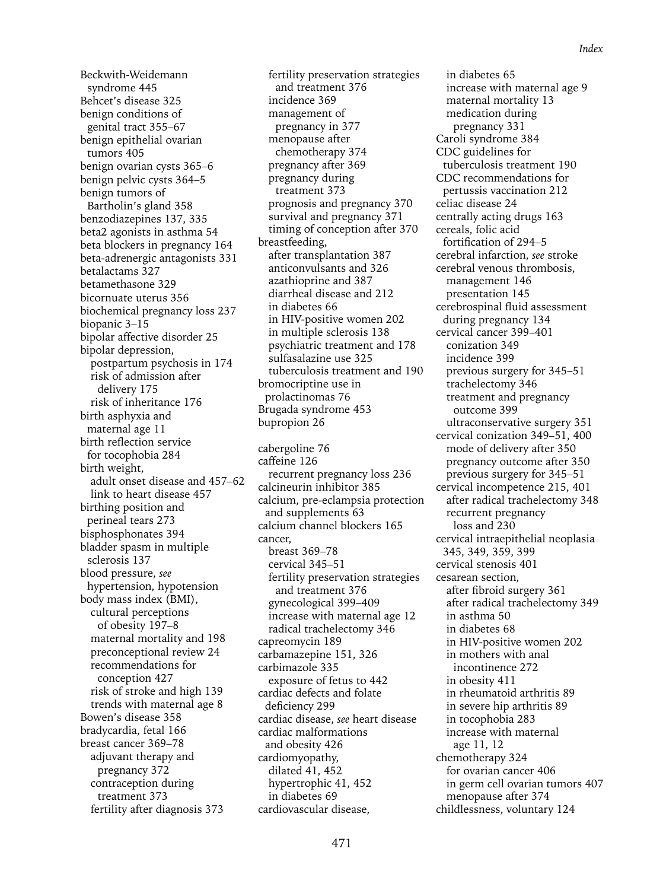Beckwith-Weidemann syndrome 445
Behcet's disease 325
benign conditions of genital tract 355–67
benign epithelial ovarian tumors 405
benign ovarian cysts 365–6
benign pelvic cysts 364–5
benign tumors of Bartholin's gland 358
benzodiazepines 137, 335
beta2 agonists in asthma 54
beta blockers in pregnancy 164
beta-adrenergic antagonists 331
betalactams 327
betamethasone 329
bicornuate uterus 356
biochemical pregnancy loss 237
biopanic 3–15
bipolar affective disorder 25
bipolar depression,
  postpartum psychosis in 174
  risk of admission after delivery 175
  risk of inheritance 176
birth asphyxia and maternal age 11
birth reflection service for tocophobia 284
birth weight,
  adult onset disease and 457–62
  link to heart disease 457
birthing position and perineal tears 273
bisphosphonates 394
bladder spasm in multiple sclerosis 137
blood pressure, *see* hypertension, hypotension
body mass index (BMI),
  cultural perceptions of obesity 197–8
  maternal mortality and 198
  preconceptional review 24
  recommendations for conception 427
  risk of stroke and high 139
  trends with maternal age 8
Bowen's disease 358
bradycardia, fetal 166
breast cancer 369–78
  adjuvant therapy and pregnancy 372
  contraception during treatment 373
  fertility after diagnosis 373
  fertility preservation strategies and treatment 376
  incidence 369
  management of pregnancy in 377
  menopause after chemotherapy 374
  pregnancy after 369
  pregnancy during treatment 373
  prognosis and pregnancy 370
  survival and pregnancy 371
  timing of conception after 370
breastfeeding,
  after transplantation 387
  anticonvulsants and 326
  azathioprine and 387
  diarrheal disease and 212
  in diabetes 66
  in HIV-positive women 202
  in multiple sclerosis 138
  psychiatric treatment and 178
  sulfasalazine use 325
  tuberculosis treatment and 190
bromocriptine use in prolactinomas 76
Brugada syndrome 453
bupropion 26

cabergoline 76
caffeine 126
  recurrent pregnancy loss 236
calcineurin inhibitor 385
calcium, pre-eclampsia protection and supplements 63
calcium channel blockers 165
cancer,
  breast 369–78
  cervical 345–51
  fertility preservation strategies and treatment 376
  gynecological 399–409
  increase with maternal age 12
  radical trachelectomy 346
capreomycin 189
carbamazepine 151, 326
carbimazole 335
  exposure of fetus to 442
cardiac defects and folate deficiency 299
cardiac disease, *see* heart disease
cardiac malformations and obesity 426
cardiomyopathy,
  dilated 41, 452
  hypertrophic 41, 452
  in diabetes 69
cardiovascular disease,
  in diabetes 65
  increase with maternal age 9
  maternal mortality 13
  medication during pregnancy 331
Caroli syndrome 384
CDC guidelines for tuberculosis treatment 190
CDC recommendations for pertussis vaccination 212
celiac disease 24
centrally acting drugs 163
cereals, folic acid fortification of 294–5
cerebral infarction, *see* stroke
cerebral venous thrombosis,
  management 146
  presentation 145
cerebrospinal fluid assessment during pregnancy 134
cervical cancer 399–401
  conization 349
  incidence 399
  previous surgery for 345–51
  trachelectomy 346
  treatment and pregnancy outcome 399
  ultraconservative surgery 351
cervical conization 349–51, 400
  mode of delivery after 350
  pregnancy outcome after 350
  previous surgery for 345–51
cervical incompetence 215, 401
  after radical trachelectomy 348
  recurrent pregnancy loss and 230
cervical intraepithelial neoplasia 345, 349, 359, 399
cervical stenosis 401
cesarean section,
  after fibroid surgery 361
  after radical trachelectomy 349
  in asthma 50
  in diabetes 68
  in HIV-positive women 202
  in mothers with anal incontinence 272
  in obesity 411
  in rheumatoid arthritis 89
  in severe hip arthritis 89
  in tocophobia 283
  increase with maternal age 11, 12
chemotherapy 324
  for ovarian cancer 406
  in germ cell ovarian tumors 407
  menopause after 374
childlessness, voluntary 124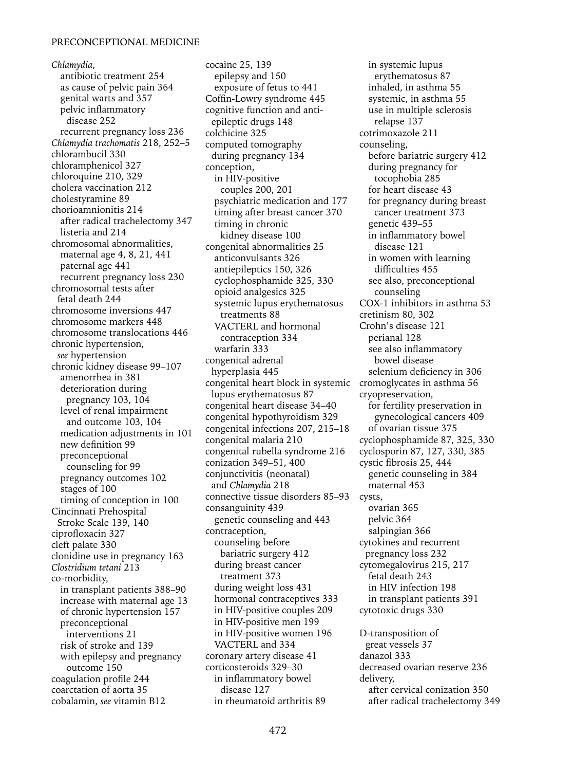*Chlamydia*,
  antibiotic treatment 254
  as cause of pelvic pain 364
  genital warts and 357
  pelvic inflammatory disease 252
  recurrent pregnancy loss 236
*Chlamydia trachomatis* 218, 252–5
chlorambucil 330
chloramphenicol 327
chloroquine 210, 329
cholera vaccination 212
cholestyramine 89
chorioamnionitis 214
  after radical trachelectomy 347
  listeria and 214
chromosomal abnormalities,
  maternal age 4, 8, 21, 441
  paternal age 441
  recurrent pregnancy loss 230
chromosomal tests after fetal death 244
chromosome inversions 447
chromosome markers 448
chromosome translocations 446
chronic hypertension, *see* hypertension
chronic kidney disease 99–107
  amenorrhea in 381
  deterioration during pregnancy 103, 104
  level of renal impairment and outcome 103, 104
  medication adjustments in 101
  new definition 99
  preconceptional counseling for 99
  pregnancy outcomes 102
  stages of 100
  timing of conception in 100
Cincinnati Prehospital Stroke Scale 139, 140
ciprofloxacin 327
cleft palate 330
clonidine use in pregnancy 163
*Clostridium tetani* 213
co-morbidity,
  in transplant patients 388–90
  increase with maternal age 13
  of chronic hypertension 157
  preconceptional interventions 21
  risk of stroke and 139
  with epilepsy and pregnancy outcome 150
coagulation profile 244
coarctation of aorta 35
cobalamin, *see* vitamin B12
cocaine 25, 139
  epilepsy and 150
  exposure of fetus to 441
Coffin-Lowry syndrome 445
cognitive function and anti-epileptic drugs 148
colchicine 325
computed tomography during pregnancy 134
conception,
  in HIV-positive couples 200, 201
  psychiatric medication and 177
  timing after breast cancer 370
  timing in chronic kidney disease 100
congenital abnormalities 25
  anticonvulsants 326
  antiepileptics 150, 326
  cyclophosphamide 325, 330
  opioid analgesics 325
  systemic lupus erythematosus treatments 88
  VACTERL and hormonal contraception 334
  warfarin 333
congenital adrenal hyperplasia 445
congenital heart block in systemic lupus erythematosus 87
congenital heart disease 34–40
congenital hypothyroidism 329
congenital infections 207, 215–18
congenital malaria 210
congenital rubella syndrome 216
conization 349–51, 400
conjunctivitis (neonatal) and *Chlamydia* 218
connective tissue disorders 85–93
consanguinity 439
  genetic counseling and 443
contraception,
  counseling before bariatric surgery 412
  during breast cancer treatment 373
  during weight loss 431
  hormonal contraceptives 333
  in HIV-positive couples 209
  in HIV-positive men 199
  in HIV-positive women 196
  VACTERL and 334
coronary artery disease 41
corticosteroids 329–30
  in inflammatory bowel disease 127
  in rheumatoid arthritis 89
  in systemic lupus erythematosus 87
  inhaled, in asthma 55
  systemic, in asthma 55
  use in multiple sclerosis relapse 137
cotrimoxazole 211
counseling,
  before bariatric surgery 412
  during pregnancy for tocophobia 285
  for heart disease 43
  for pregnancy during breast cancer treatment 373
  genetic 439–55
  in inflammatory bowel disease 121
  in women with learning difficulties 455
  see also, preconceptional counseling
COX-1 inhibitors in asthma 53
cretinism 80, 302
Crohn's disease 121
  perianal 128
  see also inflammatory bowel disease
  selenium deficiency in 306
cromoglycates in asthma 56
cryopreservation,
  for fertility preservation in gynecological cancers 409
  of ovarian tissue 375
cyclophosphamide 87, 325, 330
cyclosporin 87, 127, 330, 385
cystic fibrosis 25, 444
  genetic counseling in 384
  maternal 453
cysts,
  ovarian 365
  pelvic 364
  salpingian 366
cytokines and recurrent pregnancy loss 232
cytomegalovirus 215, 217
  fetal death 243
  in HIV infection 198
  in transplant patients 391
cytotoxic drugs 330

D-transposition of great vessels 37
danazol 333
decreased ovarian reserve 236
delivery,
  after cervical conization 350
  after radical trachelectomy 349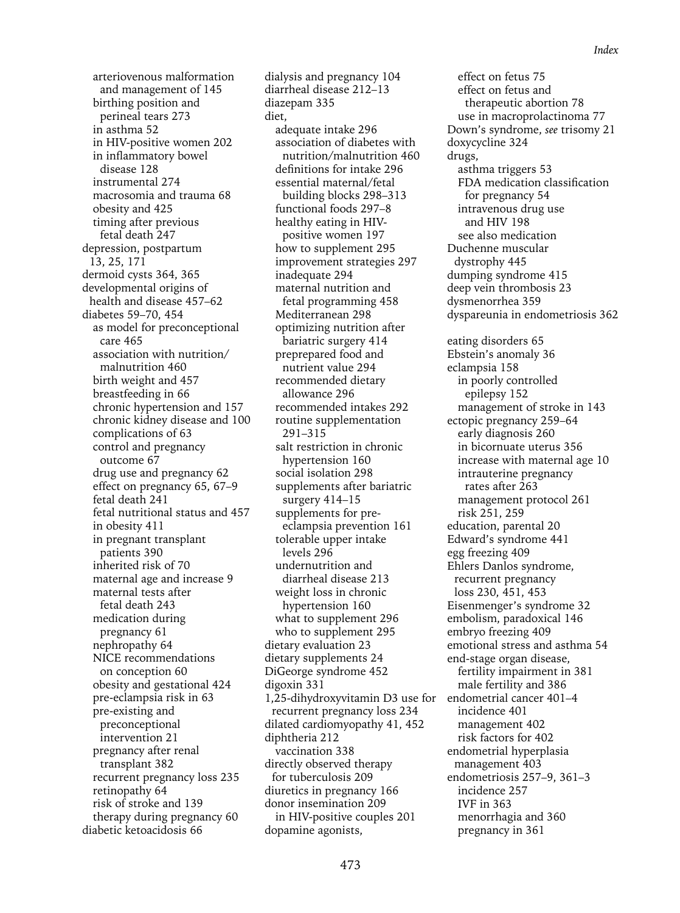arteriovenous malformation and management of 145
birthing position and perineal tears 273
in asthma 52
in HIV-positive women 202
in inflammatory bowel disease 128
instrumental 274
macrosomia and trauma 68
obesity and 425
timing after previous fetal death 247

depression, postpartum 13, 25, 171
dermoid cysts 364, 365
developmental origins of health and disease 457–62
diabetes 59–70, 454
- as model for preconceptional care 465
- association with nutrition/malnutrition 460
- birth weight and 457
- breastfeeding in 66
- chronic hypertension and 157
- chronic kidney disease and 100
- complications of 63
- control and pregnancy outcome 67
- drug use and pregnancy 62
- effect on pregnancy 65, 67–9
- fetal death 241
- fetal nutritional status and 457
- in obesity 411
- in pregnant transplant patients 390
- inherited risk of 70
- maternal age and increase 9
- maternal tests after fetal death 243
- medication during pregnancy 61
- nephropathy 64
- NICE recommendations on conception 60
- obesity and gestational 424
- pre-eclampsia risk in 63
- pre-existing and preconceptional intervention 21
- pregnancy after renal transplant 382
- recurrent pregnancy loss 235
- retinopathy 64
- risk of stroke and 139
- therapy during pregnancy 60

diabetic ketoacidosis 66
dialysis and pregnancy 104
diarrheal disease 212–13
diazepam 335
diet,
- adequate intake 296
- association of diabetes with nutrition/malnutrition 460
- definitions for intake 296
- essential maternal/fetal building blocks 298–313
- functional foods 297–8
- healthy eating in HIV-positive women 197
- how to supplement 295
- improvement strategies 297
- inadequate 294
- maternal nutrition and fetal programming 458
- Mediterranean 298
- optimizing nutrition after bariatric surgery 414
- preprepared food and nutrient value 294
- recommended dietary allowance 296
- recommended intakes 292
- routine supplementation 291–315
- salt restriction in chronic hypertension 160
- social isolation 298
- supplements after bariatric surgery 414–15
- supplements for pre-eclampsia prevention 161
- tolerable upper intake levels 296
- undernutrition and diarrheal disease 213
- weight loss in chronic hypertension 160
- what to supplement 296
- who to supplement 295

dietary evaluation 23
dietary supplements 24
DiGeorge syndrome 452
digoxin 331
1,25-dihydroxyvitamin D3 use for recurrent pregnancy loss 234
dilated cardiomyopathy 41, 452
diphtheria 212
- vaccination 338

directly observed therapy for tuberculosis 209
diuretics in pregnancy 166
donor insemination 209
- in HIV-positive couples 201

dopamine agonists,
- effect on fetus 75
- effect on fetus and therapeutic abortion 78
- use in macroprolactinoma 77

Down's syndrome, *see* trisomy 21
doxycycline 324
drugs,
- asthma triggers 53
- FDA medication classification for pregnancy 54
- intravenous drug use and HIV 198
- see also medication

Duchenne muscular dystrophy 445
dumping syndrome 415
deep vein thrombosis 23
dysmenorrhea 359
dyspareunia in endometriosis 362

eating disorders 65
Ebstein's anomaly 36
eclampsia 158
- in poorly controlled epilepsy 152
- management of stroke in 143

ectopic pregnancy 259–64
- early diagnosis 260
- in bicornuate uterus 356
- increase with maternal age 10
- intrauterine pregnancy rates after 263
- management protocol 261
- risk 251, 259

education, parental 20
Edward's syndrome 441
egg freezing 409
Ehlers Danlos syndrome, recurrent pregnancy loss 230, 451, 453
Eisenmenger's syndrome 32
embolism, paradoxical 146
embryo freezing 409
emotional stress and asthma 54
end-stage organ disease,
- fertility impairment in 381
- male fertility and 386

endometrial cancer 401–4
- incidence 401
- management 402
- risk factors for 402

endometrial hyperplasia management 403
endometriosis 257–9, 361–3
- incidence 257
- IVF in 363
- menorrhagia and 360
- pregnancy in 361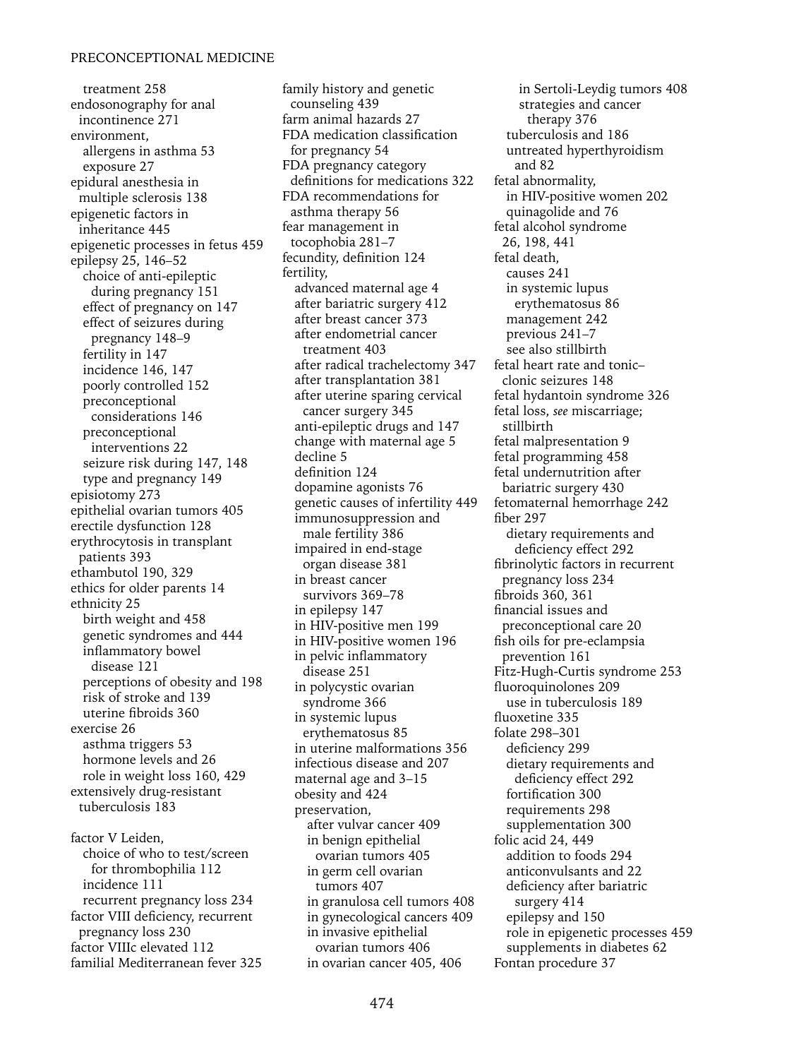treatment 258
endosonography for anal incontinence 271
environment,
  allergens in asthma 53
  exposure 27
epidural anesthesia in multiple sclerosis 138
epigenetic factors in inheritance 445
epigenetic processes in fetus 459
epilepsy 25, 146–52
  choice of anti-epileptic during pregnancy 151
  effect of pregnancy on 147
  effect of seizures during pregnancy 148–9
  fertility in 147
  incidence 146, 147
  poorly controlled 152
  preconceptional considerations 146
  preconceptional interventions 22
  seizure risk during 147, 148
  type and pregnancy 149
episiotomy 273
epithelial ovarian tumors 405
erectile dysfunction 128
erythrocytosis in transplant patients 393
ethambutol 190, 329
ethics for older parents 14
ethnicity 25
  birth weight and 458
  genetic syndromes and 444
  inflammatory bowel disease 121
  perceptions of obesity and 198
  risk of stroke and 139
  uterine fibroids 360
exercise 26
  asthma triggers 53
  hormone levels and 26
  role in weight loss 160, 429
extensively drug-resistant tuberculosis 183

factor V Leiden,
  choice of who to test/screen for thrombophilia 112
  incidence 111
  recurrent pregnancy loss 234
factor VIII deficiency, recurrent pregnancy loss 230
factor VIIIc elevated 112
familial Mediterranean fever 325
family history and genetic counseling 439
farm animal hazards 27
FDA medication classification for pregnancy 54
FDA pregnancy category definitions for medications 322
FDA recommendations for asthma therapy 56
fear management in tocophobia 281–7
fecundity, definition 124
fertility,
  advanced maternal age 4
  after bariatric surgery 412
  after breast cancer 373
  after endometrial cancer treatment 403
  after radical trachelectomy 347
  after transplantation 381
  after uterine sparing cervical cancer surgery 345
  anti-epileptic drugs and 147
  change with maternal age 5
  decline 5
  definition 124
  dopamine agonists 76
  genetic causes of infertility 449
  immunosuppression and male fertility 386
  impaired in end-stage organ disease 381
  in breast cancer survivors 369–78
  in epilepsy 147
  in HIV-positive men 199
  in HIV-positive women 196
  in pelvic inflammatory disease 251
  in polycystic ovarian syndrome 366
  in systemic lupus erythematosus 85
  in uterine malformations 356
  infectious disease and 207
  maternal age and 3–15
  obesity and 424
  preservation,
    after vulvar cancer 409
    in benign epithelial ovarian tumors 405
    in germ cell ovarian tumors 407
    in granulosa cell tumors 408
    in gynecological cancers 409
    in invasive epithelial ovarian tumors 406
    in ovarian cancer 405, 406
    in Sertoli-Leydig tumors 408
    strategies and cancer therapy 376
  tuberculosis and 186
  untreated hyperthyroidism and 82
fetal abnormality,
  in HIV-positive women 202
  quinagolide and 76
fetal alcohol syndrome 26, 198, 441
fetal death,
  causes 241
  in systemic lupus erythematosus 86
  management 242
  previous 241–7
  see also stillbirth
fetal heart rate and tonic–clonic seizures 148
fetal hydantoin syndrome 326
fetal loss, *see* miscarriage; stillbirth
fetal malpresentation 9
fetal programming 458
fetal undernutrition after bariatric surgery 430
fetomaternal hemorrhage 242
fiber 297
  dietary requirements and deficiency effect 292
fibrinolytic factors in recurrent pregnancy loss 234
fibroids 360, 361
financial issues and preconceptional care 20
fish oils for pre-eclampsia prevention 161
Fitz-Hugh-Curtis syndrome 253
fluoroquinolones 209
  use in tuberculosis 189
fluoxetine 335
folate 298–301
  deficiency 299
  dietary requirements and deficiency effect 292
  fortification 300
  requirements 298
  supplementation 300
folic acid 24, 449
  addition to foods 294
  anticonvulsants and 22
  deficiency after bariatric surgery 414
  epilepsy and 150
  role in epigenetic processes 459
  supplements in diabetes 62
Fontan procedure 37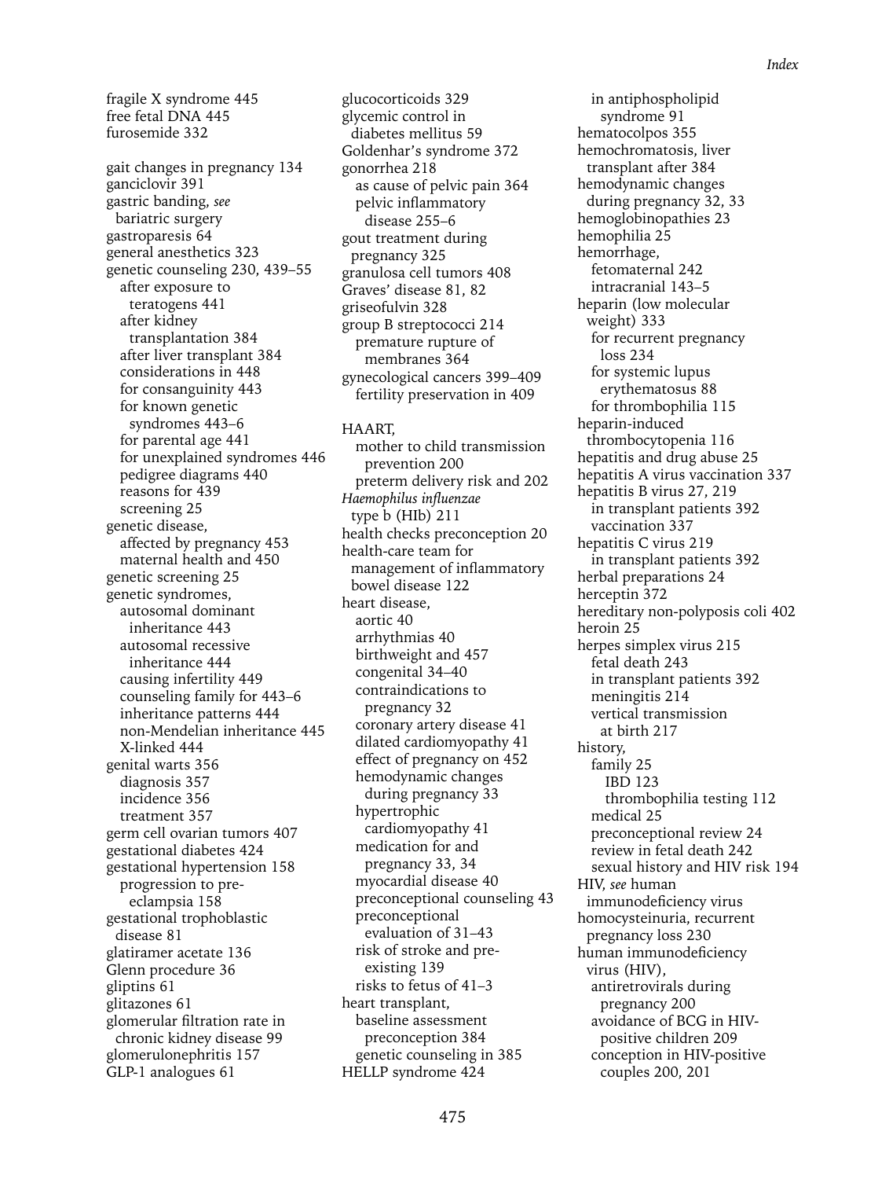fragile X syndrome 445
free fetal DNA 445
furosemide 332

gait changes in pregnancy 134
ganciclovir 391
gastric banding, *see* bariatric surgery
gastroparesis 64
general anesthetics 323
genetic counseling 230, 439–55
- after exposure to teratogens 441
- after kidney transplantation 384
- after liver transplant 384
- considerations in 448
- for consanguinity 443
- for known genetic syndromes 443–6
- for parental age 441
- for unexplained syndromes 446
- pedigree diagrams 440
- reasons for 439
- screening 25

genetic disease,
- affected by pregnancy 453
- maternal health and 450

genetic screening 25
genetic syndromes,
- autosomal dominant inheritance 443
- autosomal recessive inheritance 444
- causing infertility 449
- counseling family for 443–6
- inheritance patterns 444
- non-Mendelian inheritance 445
- X-linked 444

genital warts 356
- diagnosis 357
- incidence 356
- treatment 357

germ cell ovarian tumors 407
gestational diabetes 424
gestational hypertension 158
- progression to pre-eclampsia 158

gestational trophoblastic disease 81
glatiramer acetate 136
Glenn procedure 36
gliptins 61
glitazones 61
glomerular filtration rate in chronic kidney disease 99
glomerulonephritis 157
GLP-1 analogues 61
glucocorticoids 329
glycemic control in diabetes mellitus 59
Goldenhar's syndrome 372
gonorrhea 218
- as cause of pelvic pain 364
- pelvic inflammatory disease 255–6

gout treatment during pregnancy 325
granulosa cell tumors 408
Graves' disease 81, 82
griseofulvin 328
group B streptococci 214
- premature rupture of membranes 364

gynecological cancers 399–409
- fertility preservation in 409

HAART,
- mother to child transmission prevention 200
- preterm delivery risk and 202

*Haemophilus influenzae* type b (HIb) 211
health checks preconception 20
health-care team for management of inflammatory bowel disease 122
heart disease,
- aortic 40
- arrhythmias 40
- birthweight and 457
- congenital 34–40
- contraindications to pregnancy 32
- coronary artery disease 41
- dilated cardiomyopathy 41
- effect of pregnancy on 452
- hemodynamic changes during pregnancy 33
- hypertrophic cardiomyopathy 41
- medication for and pregnancy 33, 34
- myocardial disease 40
- preconceptional counseling 43
- preconceptional evaluation of 31–43
- risk of stroke and pre-existing 139
- risks to fetus of 41–3

heart transplant,
- baseline assessment preconception 384
- genetic counseling in 385

HELLP syndrome 424
- in antiphospholipid syndrome 91

hematocolpos 355
hemochromatosis, liver transplant after 384
hemodynamic changes during pregnancy 32, 33
hemoglobinopathies 23
hemophilia 25
hemorrhage,
- fetomaternal 242
- intracranial 143–5

heparin (low molecular weight) 333
- for recurrent pregnancy loss 234
- for systemic lupus erythematosus 88
- for thrombophilia 115

heparin-induced thrombocytopenia 116
hepatitis and drug abuse 25
hepatitis A virus vaccination 337
hepatitis B virus 27, 219
- in transplant patients 392
- vaccination 337

hepatitis C virus 219
- in transplant patients 392

herbal preparations 24
herceptin 372
hereditary non-polyposis coli 402
heroin 25
herpes simplex virus 215
- fetal death 243
- in transplant patients 392
- meningitis 214
- vertical transmission at birth 217

history,
- family 25
  - IBD 123
  - thrombophilia testing 112
- medical 25
- preconceptional review 24
- review in fetal death 242
- sexual history and HIV risk 194

HIV, *see* human immunodeficiency virus
homocysteinuria, recurrent pregnancy loss 230
human immunodeficiency virus (HIV),
- antiretrovirals during pregnancy 200
- avoidance of BCG in HIV-positive children 209
- conception in HIV-positive couples 200, 201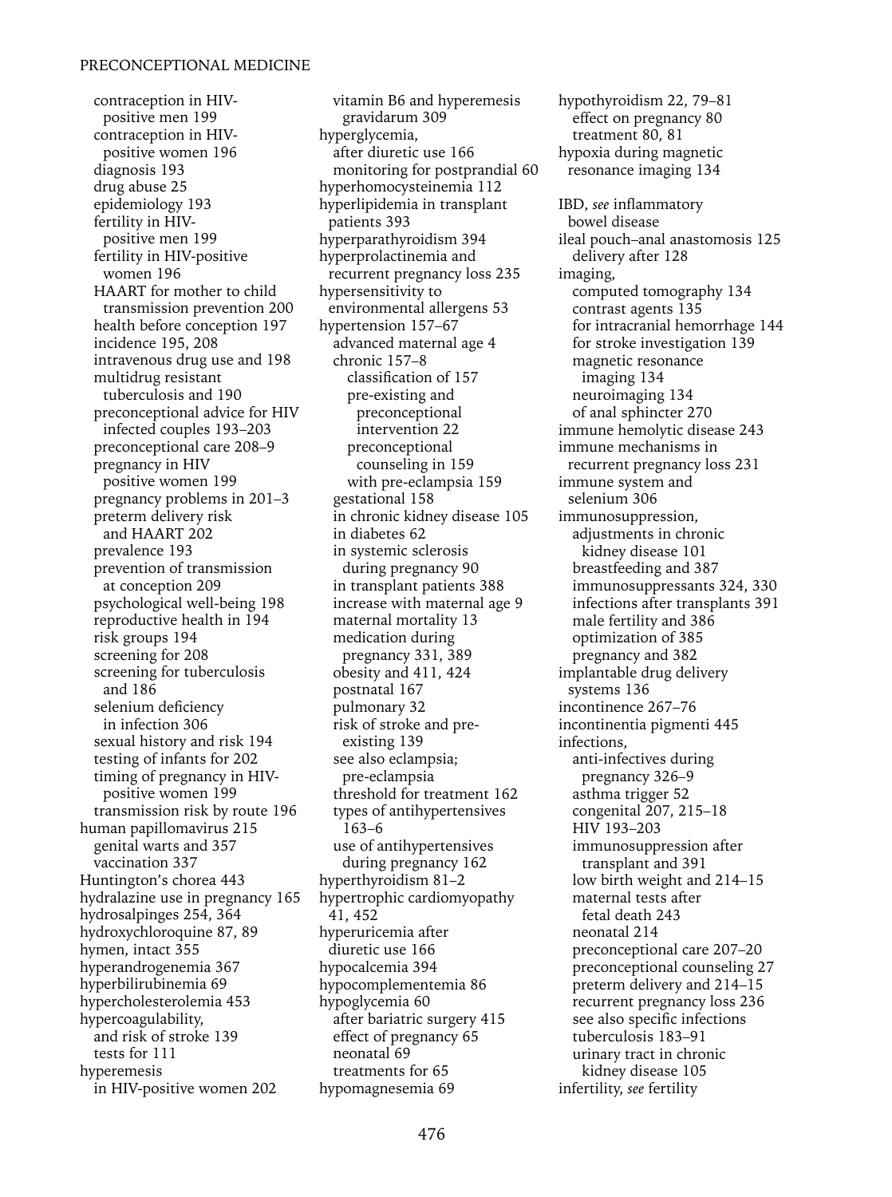contraception in HIV-positive men 199
contraception in HIV-positive women 196
diagnosis 193
drug abuse 25
epidemiology 193
fertility in HIV-positive men 199
fertility in HIV-positive women 196
HAART for mother to child transmission prevention 200
health before conception 197
incidence 195, 208
intravenous drug use and 198
multidrug resistant tuberculosis and 190
preconceptional advice for HIV infected couples 193–203
preconceptional care 208–9
pregnancy in HIV positive women 199
pregnancy problems in 201–3
preterm delivery risk and HAART 202
prevalence 193
prevention of transmission at conception 209
psychological well-being 198
reproductive health in 194
risk groups 194
screening for 208
screening for tuberculosis and 186
selenium deficiency in infection 306
sexual history and risk 194
testing of infants for 202
timing of pregnancy in HIV-positive women 199
transmission risk by route 196

human papillomavirus 215
- genital warts and 357
- vaccination 337

Huntington's chorea 443
hydralazine use in pregnancy 165
hydrosalpinges 254, 364
hydroxychloroquine 87, 89
hymen, intact 355
hyperandrogenemia 367
hyperbilirubinemia 69
hypercholesterolemia 453
hypercoagulability,
- and risk of stroke 139
- tests for 111

hyperemesis
- in HIV-positive women 202
- vitamin B6 and hyperemesis gravidarum 309

hyperglycemia,
- after diuretic use 166
- monitoring for postprandial 60

hyperhomocysteinemia 112
hyperlipidemia in transplant patients 393
hyperparathyroidism 394
hyperprolactinemia and recurrent pregnancy loss 235
hypersensitivity to environmental allergens 53
hypertension 157–67
- advanced maternal age 4
- chronic 157–8
  - classification of 157
  - pre-existing and preconceptional intervention 22
  - preconceptional counseling in 159
  - with pre-eclampsia 159
- gestational 158
- in chronic kidney disease 105
- in diabetes 62
- in systemic sclerosis during pregnancy 90
- in transplant patients 388
- increase with maternal age 9
- maternal mortality 13
- medication during pregnancy 331, 389
- obesity and 411, 424
- postnatal 167
- pulmonary 32
- risk of stroke and pre-existing 139
- see also eclampsia; pre-eclampsia
- threshold for treatment 162
- types of antihypertensives 163–6
- use of antihypertensives during pregnancy 162

hyperthyroidism 81–2
hypertrophic cardiomyopathy 41, 452
hyperuricemia after diuretic use 166
hypocalcemia 394
hypocomplementemia 86
hypoglycemia 60
- after bariatric surgery 415
- effect of pregnancy 65
- neonatal 69
- treatments for 65

hypomagnesemia 69
hypothyroidism 22, 79–81
- effect on pregnancy 80
- treatment 80, 81

hypoxia during magnetic resonance imaging 134

IBD, *see* inflammatory bowel disease
ileal pouch–anal anastomosis 125
- delivery after 128

imaging,
- computed tomography 134
- contrast agents 135
- for intracranial hemorrhage 144
- for stroke investigation 139
- magnetic resonance imaging 134
- neuroimaging 134
- of anal sphincter 270

immune hemolytic disease 243
immune mechanisms in recurrent pregnancy loss 231
immune system and selenium 306
immunosuppression,
- adjustments in chronic kidney disease 101
- breastfeeding and 387
- immunosuppressants 324, 330
- infections after transplants 391
- male fertility and 386
- optimization of 385
- pregnancy and 382

implantable drug delivery systems 136
incontinence 267–76
incontinentia pigmenti 445
infections,
- anti-infectives during pregnancy 326–9
- asthma trigger 52
- congenital 207, 215–18
- HIV 193–203
- immunosuppression after transplant and 391
- low birth weight and 214–15
- maternal tests after fetal death 243
- neonatal 214
- preconceptional care 207–20
- preconceptional counseling 27
- preterm delivery and 214–15
- recurrent pregnancy loss 236
- see also specific infections
- tuberculosis 183–91
- urinary tract in chronic kidney disease 105

infertility, *see* fertility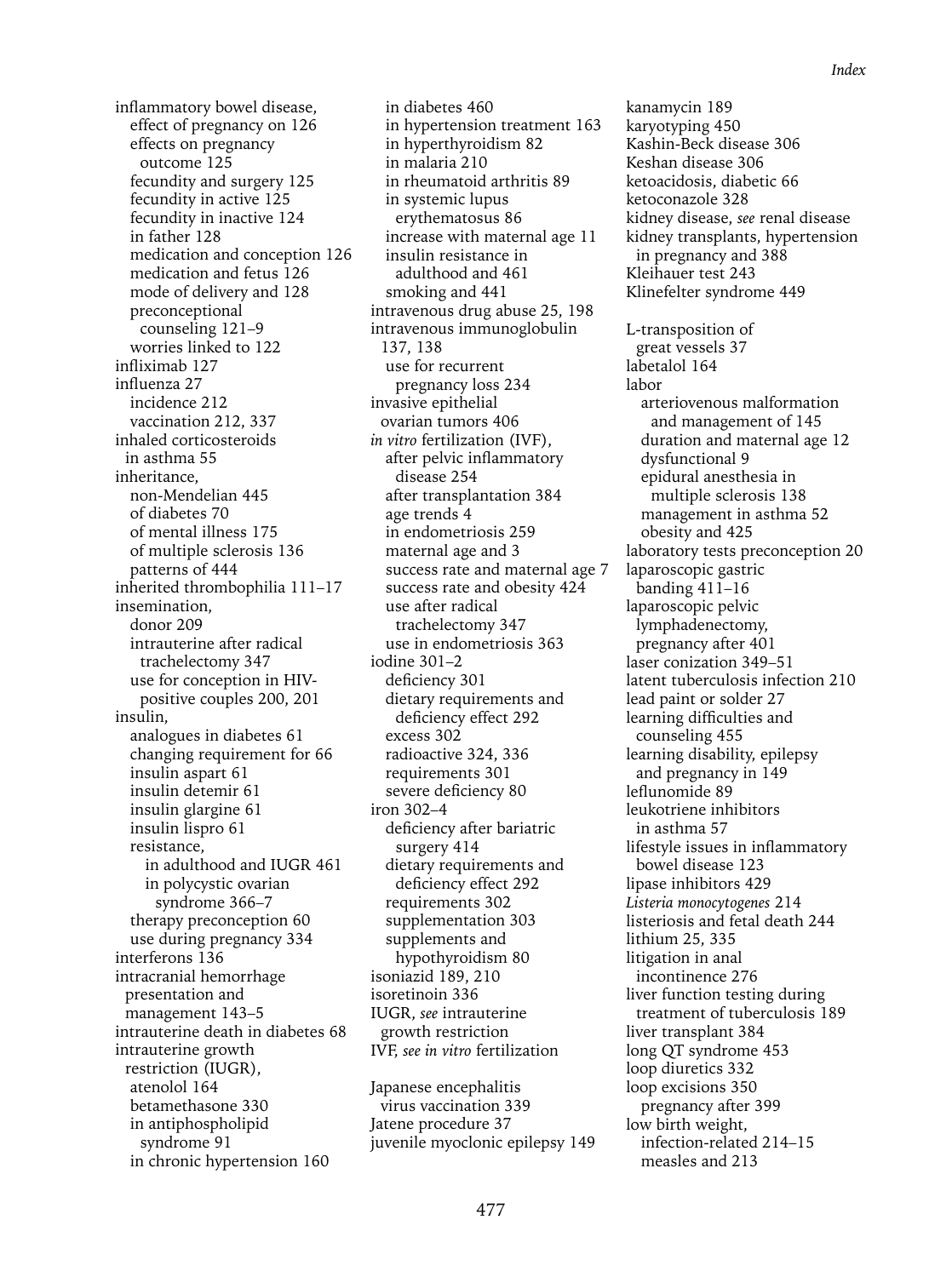inflammatory bowel disease,
  effect of pregnancy on 126
  effects on pregnancy
    outcome 125
  fecundity and surgery 125
  fecundity in active 125
  fecundity in inactive 124
  in father 128
  medication and conception 126
  medication and fetus 126
  mode of delivery and 128
  preconceptional
    counseling 121–9
  worries linked to 122
infliximab 127
influenza 27
  incidence 212
  vaccination 212, 337
inhaled corticosteroids
  in asthma 55
inheritance,
  non-Mendelian 445
  of diabetes 70
  of mental illness 175
  of multiple sclerosis 136
  patterns of 444
inherited thrombophilia 111–17
insemination,
  donor 209
  intrauterine after radical
    trachelectomy 347
  use for conception in HIV-
    positive couples 200, 201
insulin,
  analogues in diabetes 61
  changing requirement for 66
  insulin aspart 61
  insulin detemir 61
  insulin glargine 61
  insulin lispro 61
  resistance,
    in adulthood and IUGR 461
    in polycystic ovarian
      syndrome 366–7
  therapy preconception 60
  use during pregnancy 334
interferons 136
intracranial hemorrhage
  presentation and
  management 143–5
intrauterine death in diabetes 68
intrauterine growth
  restriction (IUGR),
  atenolol 164
  betamethasone 330
  in antiphospholipid
    syndrome 91
  in chronic hypertension 160
  in diabetes 460
  in hypertension treatment 163
  in hyperthyroidism 82
  in malaria 210
  in rheumatoid arthritis 89
  in systemic lupus
    erythematosus 86
  increase with maternal age 11
  insulin resistance in
    adulthood and 461
  smoking and 441
intravenous drug abuse 25, 198
intravenous immunoglobulin
  137, 138
  use for recurrent
    pregnancy loss 234
invasive epithelial
  ovarian tumors 406
*in vitro* fertilization (IVF),
  after pelvic inflammatory
    disease 254
  after transplantation 384
  age trends 4
  in endometriosis 259
  maternal age and 3
  success rate and maternal age 7
  success rate and obesity 424
  use after radical
    trachelectomy 347
  use in endometriosis 363
iodine 301–2
  deficiency 301
  dietary requirements and
    deficiency effect 292
  excess 302
  radioactive 324, 336
  requirements 301
  severe deficiency 80
iron 302–4
  deficiency after bariatric
    surgery 414
  dietary requirements and
    deficiency effect 292
  requirements 302
  supplementation 303
  supplements and
    hypothyroidism 80
isoniazid 189, 210
isoretinoin 336
IUGR, *see* intrauterine
  growth restriction
IVF, *see in vitro* fertilization

Japanese encephalitis
  virus vaccination 339
Jatene procedure 37
juvenile myoclonic epilepsy 149

kanamycin 189
karyotyping 450
Kashin-Beck disease 306
Keshan disease 306
ketoacidosis, diabetic 66
ketoconazole 328
kidney disease, *see* renal disease
kidney transplants, hypertension
  in pregnancy and 388
Kleihauer test 243
Klinefelter syndrome 449

L-transposition of
  great vessels 37
labetalol 164
labor
  arteriovenous malformation
    and management of 145
  duration and maternal age 12
  dysfunctional 9
  epidural anesthesia in
    multiple sclerosis 138
  management in asthma 52
  obesity and 425
laboratory tests preconception 20
laparoscopic gastric
  banding 411–16
laparoscopic pelvic
  lymphadenectomy,
  pregnancy after 401
laser conization 349–51
latent tuberculosis infection 210
lead paint or solder 27
learning difficulties and
  counseling 455
learning disability, epilepsy
  and pregnancy in 149
leflunomide 89
leukotriene inhibitors
  in asthma 57
lifestyle issues in inflammatory
  bowel disease 123
lipase inhibitors 429
*Listeria monocytogenes* 214
listeriosis and fetal death 244
lithium 25, 335
litigation in anal
  incontinence 276
liver function testing during
  treatment of tuberculosis 189
liver transplant 384
long QT syndrome 453
loop diuretics 332
loop excisions 350
  pregnancy after 399
low birth weight,
  infection-related 214–15
  measles and 213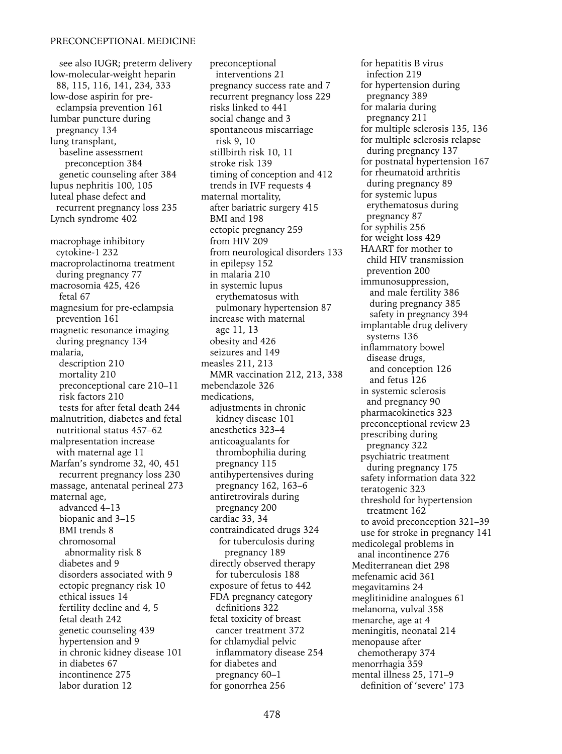see also IUGR; preterm delivery
low-molecular-weight heparin 88, 115, 116, 141, 234, 333
low-dose aspirin for pre-eclampsia prevention 161
lumbar puncture during pregnancy 134
lung transplant,
  baseline assessment preconception 384
  genetic counseling after 384
lupus nephritis 100, 105
luteal phase defect and recurrent pregnancy loss 235
Lynch syndrome 402

macrophage inhibitory cytokine-1 232
macroprolactinoma treatment during pregnancy 77
macrosomia 425, 426
  fetal 67
magnesium for pre-eclampsia prevention 161
magnetic resonance imaging during pregnancy 134
malaria,
  description 210
  mortality 210
  preconceptional care 210–11
  risk factors 210
  tests for after fetal death 244
malnutrition, diabetes and fetal nutritional status 457–62
malpresentation increase with maternal age 11
Marfan's syndrome 32, 40, 451
  recurrent pregnancy loss 230
massage, antenatal perineal 273
maternal age,
  advanced 4–13
  biopanic and 3–15
  BMI trends 8
  chromosomal abnormality risk 8
  diabetes and 9
  disorders associated with 9
  ectopic pregnancy risk 10
  ethical issues 14
  fertility decline and 4, 5
  fetal death 242
  genetic counseling 439
  hypertension and 9
  in chronic kidney disease 101
  in diabetes 67
  incontinence 275
  labor duration 12
  preconceptional interventions 21
  pregnancy success rate and 7
  recurrent pregnancy loss 229
  risks linked to 441
  social change and 3
  spontaneous miscarriage risk 9, 10
  stillbirth risk 10, 11
  stroke risk 139
  timing of conception and 412
  trends in IVF requests 4
maternal mortality,
  after bariatric surgery 415
  BMI and 198
  ectopic pregnancy 259
  from HIV 209
  from neurological disorders 133
  in epilepsy 152
  in malaria 210
  in systemic lupus erythematosus with pulmonary hypertension 87
  increase with maternal age 11, 13
  obesity and 426
  seizures and 149
measles 211, 213
  MMR vaccination 212, 213, 338
mebendazole 326
medications,
  adjustments in chronic kidney disease 101
  anesthetics 323–4
  anticoagulants for thrombophilia during pregnancy 115
  antihypertensives during pregnancy 162, 163–6
  antiretrovirals during pregnancy 200
  cardiac 33, 34
  contraindicated drugs 324
    for tuberculosis during pregnancy 189
  directly observed therapy for tuberculosis 188
  exposure of fetus to 442
  FDA pregnancy category definitions 322
  fetal toxicity of breast cancer treatment 372
  for chlamydial pelvic inflammatory disease 254
  for diabetes and pregnancy 60–1
  for gonorrhea 256
  for hepatitis B virus infection 219
  for hypertension during pregnancy 389
  for malaria during pregnancy 211
  for multiple sclerosis 135, 136
  for multiple sclerosis relapse during pregnancy 137
  for postnatal hypertension 167
  for rheumatoid arthritis during pregnancy 89
  for systemic lupus erythematosus during pregnancy 87
  for syphilis 256
  for weight loss 429
  HAART for mother to child HIV transmission prevention 200
  immunosuppression,
    and male fertility 386
    during pregnancy 385
    safety in pregnancy 394
  implantable drug delivery systems 136
  inflammatory bowel disease drugs,
    and conception 126
    and fetus 126
  in systemic sclerosis and pregnancy 90
  pharmacokinetics 323
  preconceptional review 23
  prescribing during pregnancy 322
  psychiatric treatment during pregnancy 175
  safety information data 322
  teratogenic 323
  threshold for hypertension treatment 162
  to avoid preconception 321–39
  use for stroke in pregnancy 141
medicolegal problems in anal incontinence 276
Mediterranean diet 298
mefenamic acid 361
megavitamins 24
meglitinidine analogues 61
melanoma, vulval 358
menarche, age at 4
meningitis, neonatal 214
menopause after chemotherapy 374
menorrhagia 359
mental illness 25, 171–9
  definition of 'severe' 173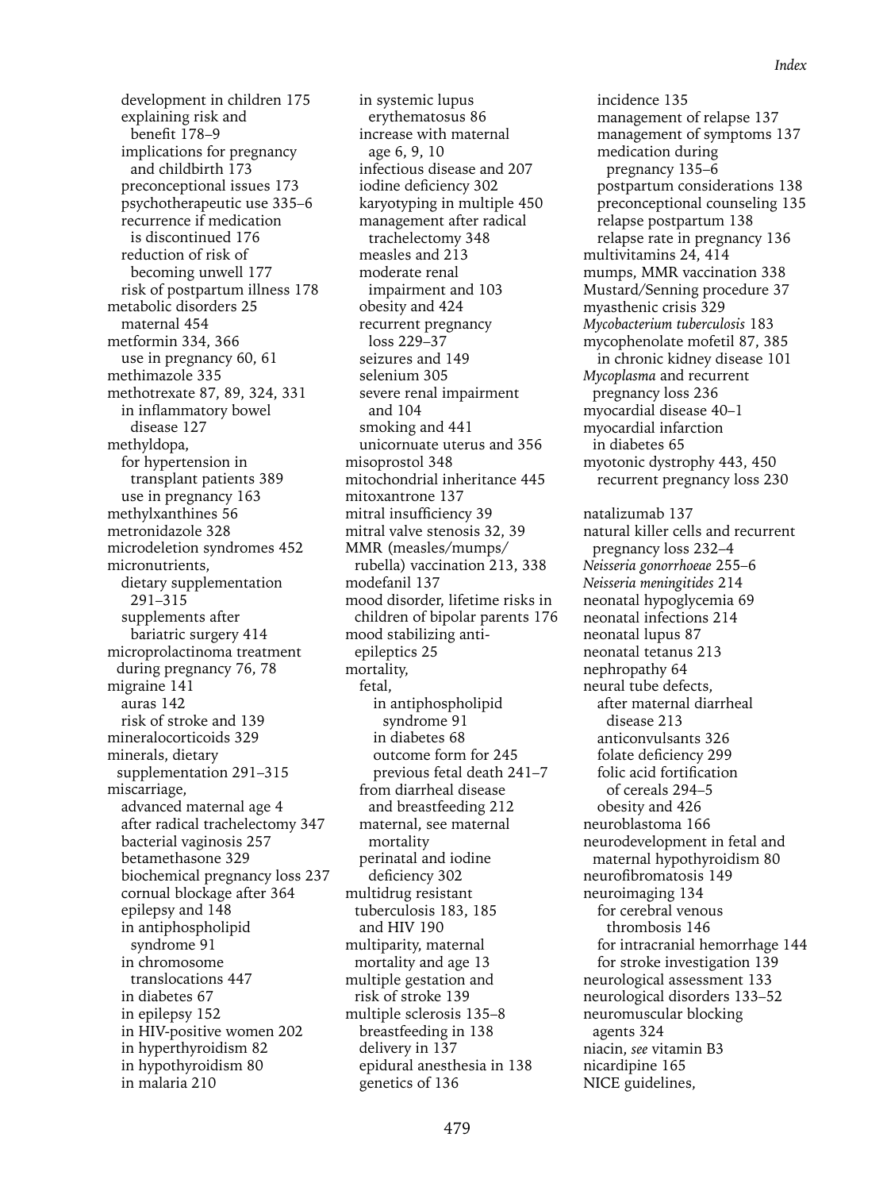development in children 175
explaining risk and benefit 178–9
implications for pregnancy and childbirth 173
preconceptional issues 173
psychotherapeutic use 335–6
recurrence if medication is discontinued 176
reduction of risk of becoming unwell 177
risk of postpartum illness 178

metabolic disorders 25
  maternal 454

metformin 334, 366
  use in pregnancy 60, 61

methimazole 335

methotrexate 87, 89, 324, 331
  in inflammatory bowel disease 127

methyldopa,
  for hypertension in transplant patients 389
  use in pregnancy 163

methylxanthines 56

metronidazole 328

microdeletion syndromes 452

micronutrients,
  dietary supplementation 291–315
  supplements after bariatric surgery 414

microprolactinoma treatment during pregnancy 76, 78

migraine 141
  auras 142
  risk of stroke and 139

mineralocorticoids 329

minerals, dietary supplementation 291–315

miscarriage,
  advanced maternal age 4
  after radical trachelectomy 347
  bacterial vaginosis 257
  betamethasone 329
  biochemical pregnancy loss 237
  cornual blockage after 364
  epilepsy and 148
  in antiphospholipid syndrome 91
  in chromosome translocations 447
  in diabetes 67
  in epilepsy 152
  in HIV-positive women 202
  in hyperthyroidism 82
  in hypothyroidism 80
  in malaria 210
  in systemic lupus erythematosus 86
  increase with maternal age 6, 9, 10
  infectious disease and 207
  iodine deficiency 302
  karyotyping in multiple 450
  management after radical trachelectomy 348
  measles and 213
  moderate renal impairment and 103
  obesity and 424
  recurrent pregnancy loss 229–37
  seizures and 149
  selenium 305
  severe renal impairment and 104
  smoking and 441
  unicornuate uterus and 356

misoprostol 348

mitochondrial inheritance 445

mitoxantrone 137

mitral insufficiency 39

mitral valve stenosis 32, 39

MMR (measles/mumps/rubella) vaccination 213, 338

modefanil 137

mood disorder, lifetime risks in children of bipolar parents 176

mood stabilizing anti-epileptics 25

mortality,
  fetal,
    in antiphospholipid syndrome 91
    in diabetes 68
    outcome form for 245
    previous fetal death 241–7
  from diarrheal disease and breastfeeding 212
  maternal, see maternal mortality
  perinatal and iodine deficiency 302

multidrug resistant tuberculosis 183, 185
  and HIV 190

multiparity, maternal mortality and age 13

multiple gestation and risk of stroke 139

multiple sclerosis 135–8
  breastfeeding in 138
  delivery in 137
  epidural anesthesia in 138
  genetics of 136
  incidence 135
  management of relapse 137
  management of symptoms 137
  medication during pregnancy 135–6
  postpartum considerations 138
  preconceptional counseling 135
  relapse postpartum 138
  relapse rate in pregnancy 136

multivitamins 24, 414

mumps, MMR vaccination 338

Mustard/Senning procedure 37

myasthenic crisis 329

*Mycobacterium tuberculosis* 183

mycophenolate mofetil 87, 385
  in chronic kidney disease 101

*Mycoplasma* and recurrent pregnancy loss 236

myocardial disease 40–1

myocardial infarction in diabetes 65

myotonic dystrophy 443, 450
  recurrent pregnancy loss 230

natalizumab 137

natural killer cells and recurrent pregnancy loss 232–4

*Neisseria gonorrhoeae* 255–6

*Neisseria meningitides* 214

neonatal hypoglycemia 69

neonatal infections 214

neonatal lupus 87

neonatal tetanus 213

nephropathy 64

neural tube defects,
  after maternal diarrheal disease 213
  anticonvulsants 326
  folate deficiency 299
  folic acid fortification of cereals 294–5
  obesity and 426

neuroblastoma 166

neurodevelopment in fetal and maternal hypothyroidism 80

neurofibromatosis 149

neuroimaging 134
  for cerebral venous thrombosis 146
  for intracranial hemorrhage 144
  for stroke investigation 139

neurological assessment 133

neurological disorders 133–52

neuromuscular blocking agents 324

niacin, *see* vitamin B3

nicardipine 165

NICE guidelines,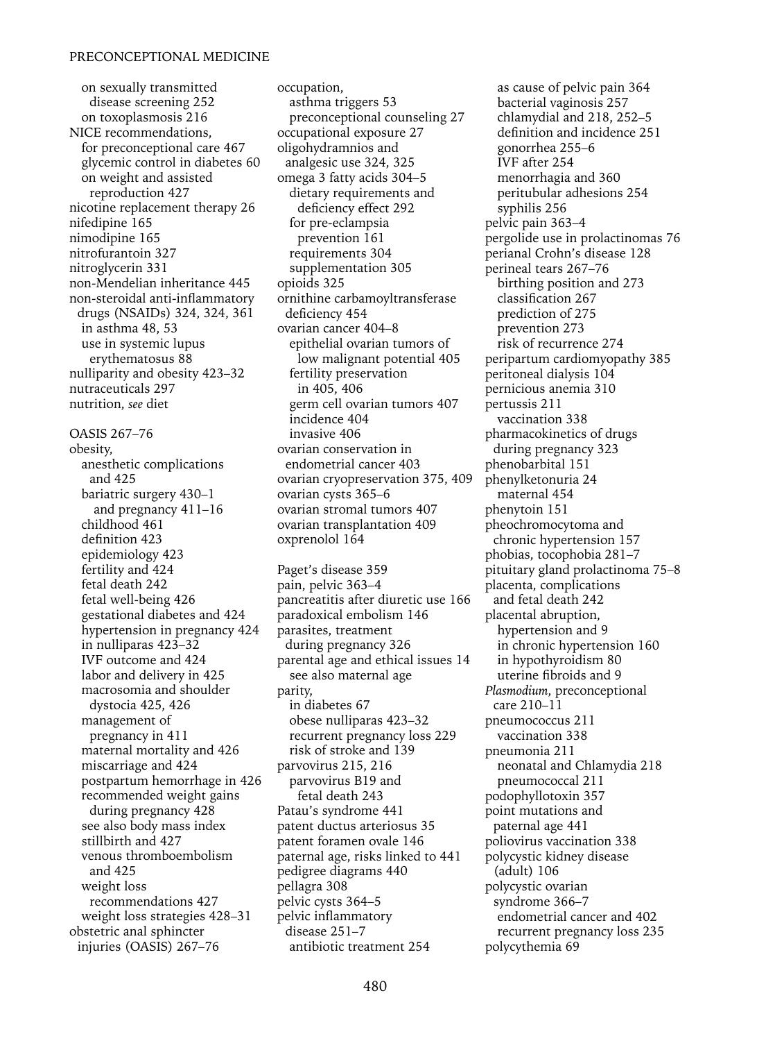on sexually transmitted disease screening 252
  on toxoplasmosis 216
NICE recommendations,
  for preconceptional care 467
  glycemic control in diabetes 60
  on weight and assisted reproduction 427
nicotine replacement therapy 26
nifedipine 165
nimodipine 165
nitrofurantoin 327
nitroglycerin 331
non-Mendelian inheritance 445
non-steroidal anti-inflammatory drugs (NSAIDs) 324, 324, 361
  in asthma 48, 53
  use in systemic lupus erythematosus 88
nulliparity and obesity 423–32
nutraceuticals 297
nutrition, *see* diet

OASIS 267–76
obesity,
  anesthetic complications and 425
  bariatric surgery 430–1
    and pregnancy 411–16
  childhood 461
  definition 423
  epidemiology 423
  fertility and 424
  fetal death 242
  fetal well-being 426
  gestational diabetes and 424
  hypertension in pregnancy 424
  in nulliparas 423–32
  IVF outcome and 424
  labor and delivery in 425
  macrosomia and shoulder dystocia 425, 426
  management of pregnancy in 411
  maternal mortality and 426
  miscarriage and 424
  postpartum hemorrhage in 426
  recommended weight gains during pregnancy 428
  see also body mass index
  stillbirth and 427
  venous thromboembolism and 425
  weight loss recommendations 427
  weight loss strategies 428–31
obstetric anal sphincter injuries (OASIS) 267–76
occupation,
  asthma triggers 53
  preconceptional counseling 27
occupational exposure 27
oligohydramnios and analgesic use 324, 325
omega 3 fatty acids 304–5
  dietary requirements and deficiency effect 292
  for pre-eclampsia prevention 161
  requirements 304
  supplementation 305
opioids 325
ornithine carbamoyltransferase deficiency 454
ovarian cancer 404–8
  epithelial ovarian tumors of low malignant potential 405
  fertility preservation in 405, 406
  germ cell ovarian tumors 407
  incidence 404
  invasive 406
ovarian conservation in endometrial cancer 403
ovarian cryopreservation 375, 409
ovarian cysts 365–6
ovarian stromal tumors 407
ovarian transplantation 409
oxprenolol 164

Paget's disease 359
pain, pelvic 363–4
pancreatitis after diuretic use 166
paradoxical embolism 146
parasites, treatment during pregnancy 326
parental age and ethical issues 14
  see also maternal age
parity,
  in diabetes 67
  obese nulliparas 423–32
  recurrent pregnancy loss 229
  risk of stroke and 139
parvovirus 215, 216
  parvovirus B19 and fetal death 243
Patau's syndrome 441
patent ductus arteriosus 35
patent foramen ovale 146
paternal age, risks linked to 441
pedigree diagrams 440
pellagra 308
pelvic cysts 364–5
pelvic inflammatory disease 251–7
  antibiotic treatment 254
  as cause of pelvic pain 364
  bacterial vaginosis 257
  chlamydial and 218, 252–5
  definition and incidence 251
  gonorrhea 255–6
  IVF after 254
  menorrhagia and 360
  peritubular adhesions 254
  syphilis 256
pelvic pain 363–4
pergolide use in prolactinomas 76
perianal Crohn's disease 128
perineal tears 267–76
  birthing position and 273
  classification 267
  prediction of 275
  prevention 273
  risk of recurrence 274
peripartum cardiomyopathy 385
peritoneal dialysis 104
pernicious anemia 310
pertussis 211
  vaccination 338
pharmacokinetics of drugs during pregnancy 323
phenobarbital 151
phenylketonuria 24
  maternal 454
phenytoin 151
pheochromocytoma and chronic hypertension 157
phobias, tocophobia 281–7
pituitary gland prolactinoma 75–8
placenta, complications and fetal death 242
placental abruption,
  hypertension and 9
  in chronic hypertension 160
  in hypothyroidism 80
  uterine fibroids and 9
*Plasmodium*, preconceptional care 210–11
pneumococcus 211
  vaccination 338
pneumonia 211
  neonatal and Chlamydia 218
  pneumococcal 211
podophyllotoxin 357
point mutations and paternal age 441
poliovirus vaccination 338
polycystic kidney disease (adult) 106
polycystic ovarian syndrome 366–7
  endometrial cancer and 402
  recurrent pregnancy loss 235
polycythemia 69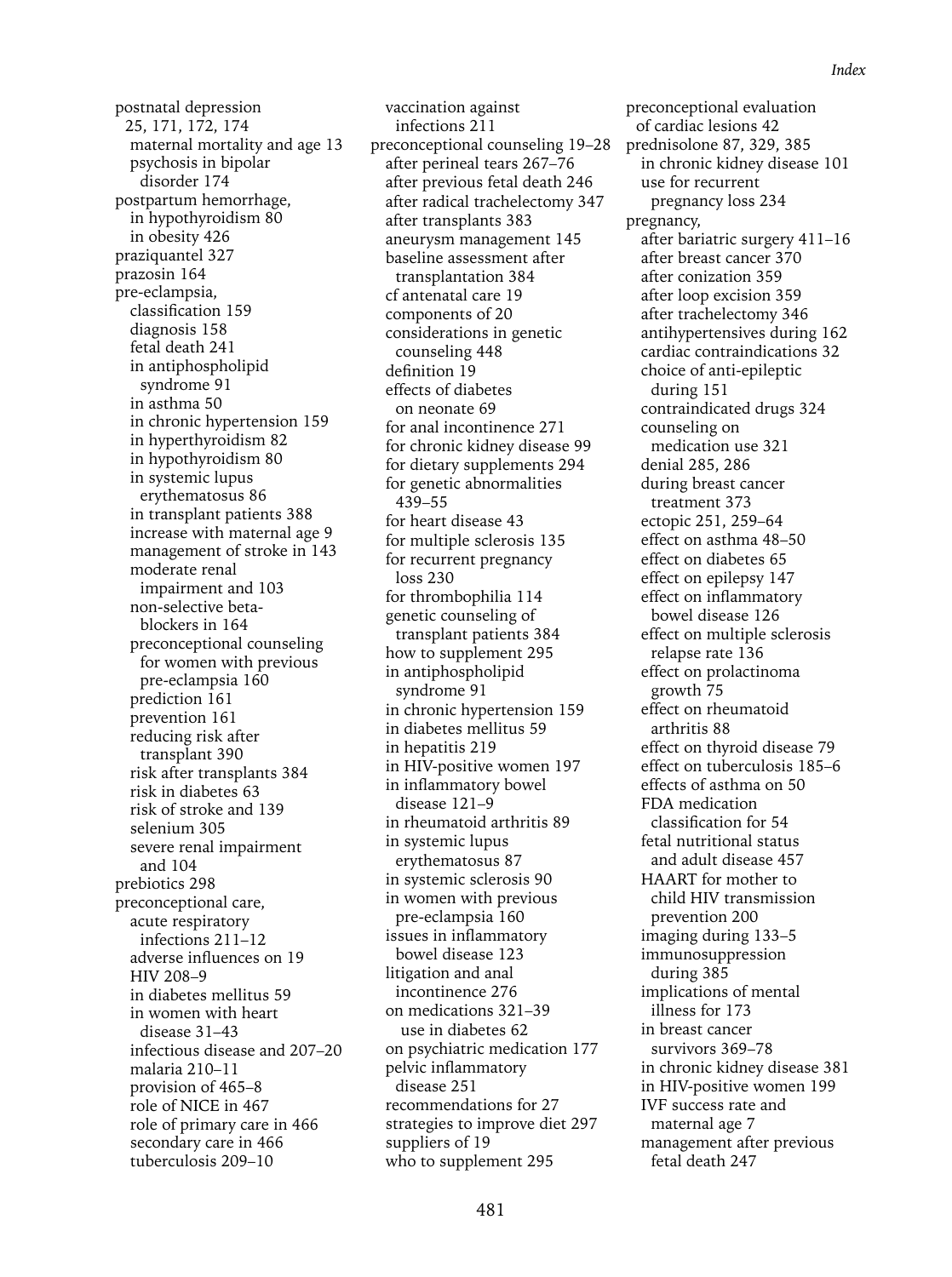postnatal depression 25, 171, 172, 174
  maternal mortality and age 13
  psychosis in bipolar disorder 174
postpartum hemorrhage,
  in hypothyroidism 80
  in obesity 426
praziquantel 327
prazosin 164
pre-eclampsia,
  classification 159
  diagnosis 158
  fetal death 241
  in antiphospholipid syndrome 91
  in asthma 50
  in chronic hypertension 159
  in hyperthyroidism 82
  in hypothyroidism 80
  in systemic lupus erythematosus 86
  in transplant patients 388
  increase with maternal age 9
  management of stroke in 143
  moderate renal impairment and 103
  non-selective beta-blockers in 164
  preconceptional counseling for women with previous pre-eclampsia 160
  prediction 161
  prevention 161
  reducing risk after transplant 390
  risk after transplants 384
  risk in diabetes 63
  risk of stroke and 139
  selenium 305
  severe renal impairment and 104
prebiotics 298
preconceptional care,
  acute respiratory infections 211–12
  adverse influences on 19
  HIV 208–9
  in diabetes mellitus 59
  in women with heart disease 31–43
  infectious disease and 207–20
  malaria 210–11
  provision of 465–8
  role of NICE in 467
  role of primary care in 466
  secondary care in 466
  tuberculosis 209–10
  vaccination against infections 211
preconceptional counseling 19–28
  after perineal tears 267–76
  after previous fetal death 246
  after radical trachelectomy 347
  after transplants 383
  aneurysm management 145
  baseline assessment after transplantation 384
  cf antenatal care 19
  components of 20
  considerations in genetic counseling 448
  definition 19
  effects of diabetes on neonate 69
  for anal incontinence 271
  for chronic kidney disease 99
  for dietary supplements 294
  for genetic abnormalities 439–55
  for heart disease 43
  for multiple sclerosis 135
  for recurrent pregnancy loss 230
  for thrombophilia 114
  genetic counseling of transplant patients 384
  how to supplement 295
  in antiphospholipid syndrome 91
  in chronic hypertension 159
  in diabetes mellitus 59
  in hepatitis 219
  in HIV-positive women 197
  in inflammatory bowel disease 121–9
  in rheumatoid arthritis 89
  in systemic lupus erythematosus 87
  in systemic sclerosis 90
  in women with previous pre-eclampsia 160
  issues in inflammatory bowel disease 123
  litigation and anal incontinence 276
  on medications 321–39
    use in diabetes 62
  on psychiatric medication 177
  pelvic inflammatory disease 251
  recommendations for 27
  strategies to improve diet 297
  suppliers of 19
  who to supplement 295
preconceptional evaluation of cardiac lesions 42
prednisolone 87, 329, 385
  in chronic kidney disease 101
  use for recurrent pregnancy loss 234
pregnancy,
  after bariatric surgery 411–16
  after breast cancer 370
  after conization 359
  after loop excision 359
  after trachelectomy 346
  antihypertensives during 162
  cardiac contraindications 32
  choice of anti-epileptic during 151
  contraindicated drugs 324
  counseling on medication use 321
  denial 285, 286
  during breast cancer treatment 373
  ectopic 251, 259–64
  effect on asthma 48–50
  effect on diabetes 65
  effect on epilepsy 147
  effect on inflammatory bowel disease 126
  effect on multiple sclerosis relapse rate 136
  effect on prolactinoma growth 75
  effect on rheumatoid arthritis 88
  effect on thyroid disease 79
  effect on tuberculosis 185–6
  effects of asthma on 50
  FDA medication classification for 54
  fetal nutritional status and adult disease 457
  HAART for mother to child HIV transmission prevention 200
  imaging during 133–5
  immunosuppression during 385
  implications of mental illness for 173
  in breast cancer survivors 369–78
  in chronic kidney disease 381
  in HIV-positive women 199
  IVF success rate and maternal age 7
  management after previous fetal death 247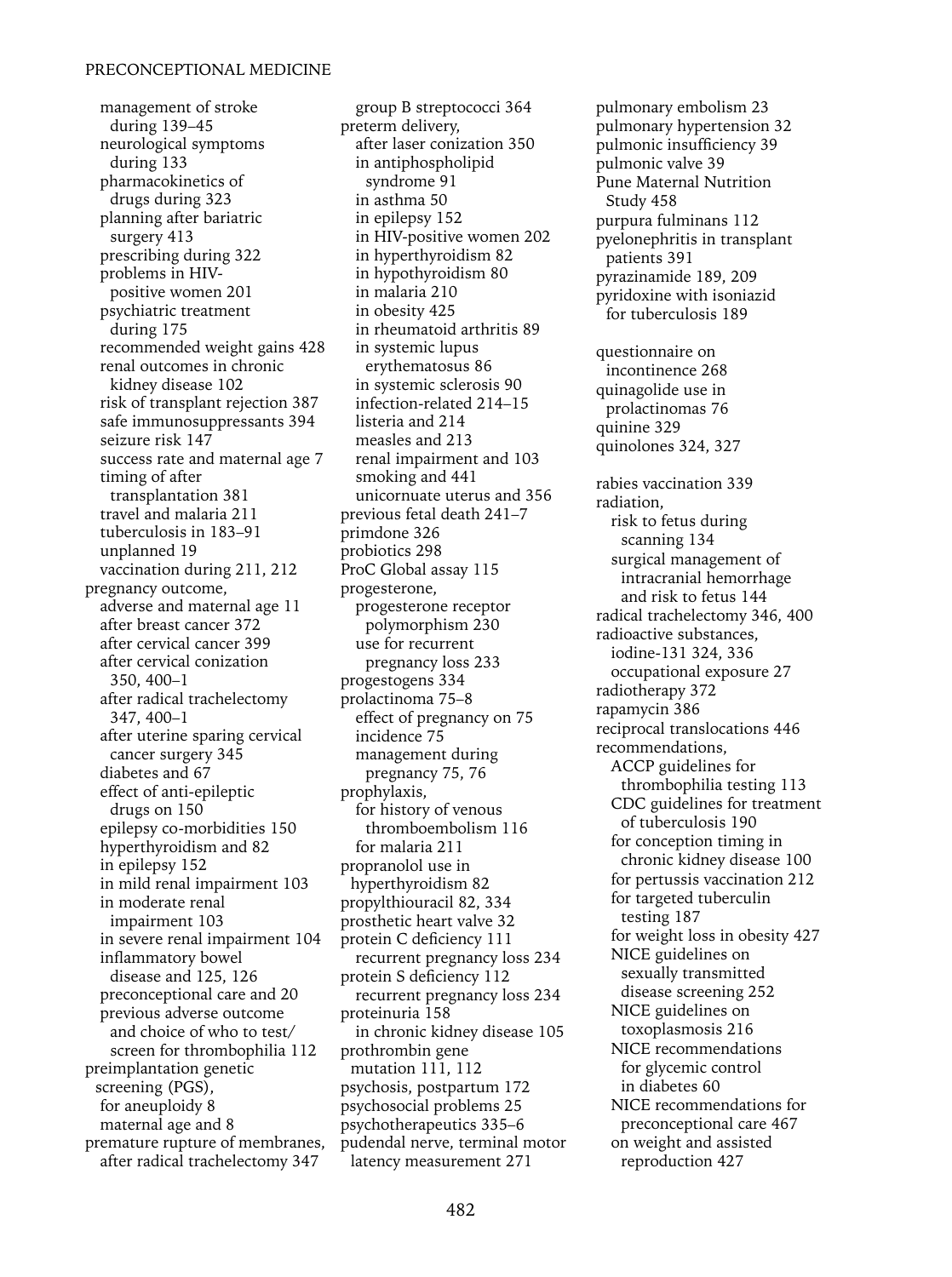management of stroke during 139–45
neurological symptoms during 133
pharmacokinetics of drugs during 323
planning after bariatric surgery 413
prescribing during 322
problems in HIV-positive women 201
psychiatric treatment during 175
recommended weight gains 428
renal outcomes in chronic kidney disease 102
risk of transplant rejection 387
safe immunosuppressants 394
seizure risk 147
success rate and maternal age 7
timing of after transplantation 381
travel and malaria 211
tuberculosis in 183–91
unplanned 19
vaccination during 211, 212

pregnancy outcome,
- adverse and maternal age 11
- after breast cancer 372
- after cervical cancer 399
- after cervical conization 350, 400–1
- after radical trachelectomy 347, 400–1
- after uterine sparing cervical cancer surgery 345
- diabetes and 67
- effect of anti-epileptic drugs on 150
- epilepsy co-morbidities 150
- hyperthyroidism and 82
- in epilepsy 152
- in mild renal impairment 103
- in moderate renal impairment 103
- in severe renal impairment 104
- inflammatory bowel disease and 125, 126
- preconceptional care and 20
- previous adverse outcome and choice of who to test/screen for thrombophilia 112

preimplantation genetic screening (PGS),
- for aneuploidy 8
- maternal age and 8

premature rupture of membranes,
- after radical trachelectomy 347
- group B streptococci 364

preterm delivery,
- after laser conization 350
- in antiphospholipid syndrome 91
- in asthma 50
- in epilepsy 152
- in HIV-positive women 202
- in hyperthyroidism 82
- in hypothyroidism 80
- in malaria 210
- in obesity 425
- in rheumatoid arthritis 89
- in systemic lupus erythematosus 86
- in systemic sclerosis 90
- infection-related 214–15
- listeria and 214
- measles and 213
- renal impairment and 103
- smoking and 441
- unicornuate uterus and 356

previous fetal death 241–7
primdone 326
probiotics 298
ProC Global assay 115

progesterone,
- progesterone receptor polymorphism 230
- use for recurrent pregnancy loss 233

progestogens 334

prolactinoma 75–8
- effect of pregnancy on 75
- incidence 75
- management during pregnancy 75, 76

prophylaxis,
- for history of venous thromboembolism 116
- for malaria 211

propranolol use in hyperthyroidism 82
propylthiouracil 82, 334
prosthetic heart valve 32

protein C deficiency 111
- recurrent pregnancy loss 234

protein S deficiency 112
- recurrent pregnancy loss 234

proteinuria 158
- in chronic kidney disease 105

prothrombin gene mutation 111, 112
psychosis, postpartum 172
psychosocial problems 25
psychotherapeutics 335–6
pudendal nerve, terminal motor latency measurement 271
pulmonary embolism 23
pulmonary hypertension 32
pulmonic insufficiency 39
pulmonic valve 39
Pune Maternal Nutrition Study 458
purpura fulminans 112
pyelonephritis in transplant patients 391
pyrazinamide 189, 209
pyridoxine with isoniazid for tuberculosis 189

questionnaire on incontinence 268
quinagolide use in prolactinomas 76
quinine 329
quinolones 324, 327

rabies vaccination 339

radiation,
- risk to fetus during scanning 134
- surgical management of intracranial hemorrhage and risk to fetus 144

radical trachelectomy 346, 400

radioactive substances,
- iodine-131 324, 336
- occupational exposure 27

radiotherapy 372
rapamycin 386
reciprocal translocations 446

recommendations,
- ACCP guidelines for thrombophilia testing 113
- CDC guidelines for treatment of tuberculosis 190
- for conception timing in chronic kidney disease 100
- for pertussis vaccination 212
- for targeted tuberculin testing 187
- for weight loss in obesity 427
- NICE guidelines on sexually transmitted disease screening 252
- NICE guidelines on toxoplasmosis 216
- NICE recommendations for glycemic control in diabetes 60
- NICE recommendations for preconceptional care 467
- on weight and assisted reproduction 427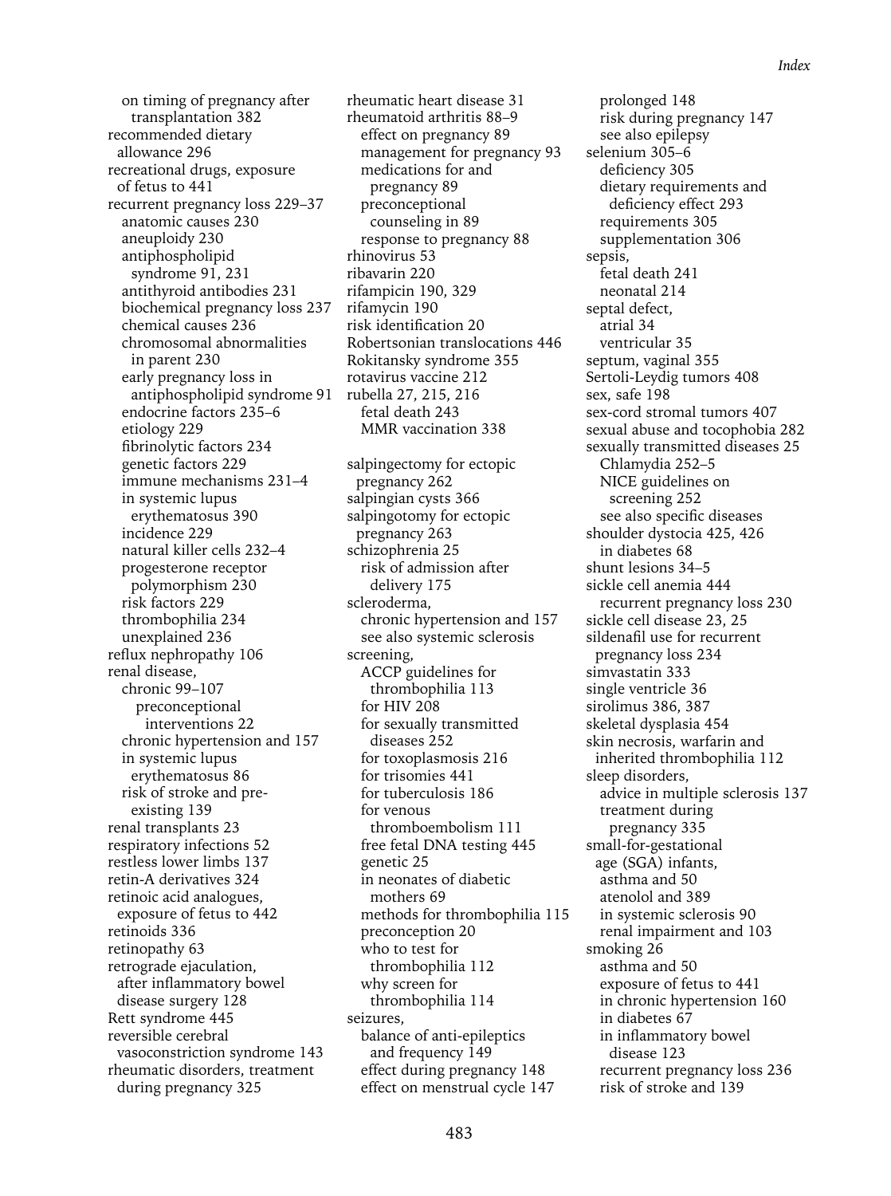on timing of pregnancy after transplantation 382
recommended dietary allowance 296
recreational drugs, exposure of fetus to 441
recurrent pregnancy loss 229–37
  anatomic causes 230
  aneuploidy 230
  antiphospholipid syndrome 91, 231
  antithyroid antibodies 231
  biochemical pregnancy loss 237
  chemical causes 236
  chromosomal abnormalities in parent 230
  early pregnancy loss in antiphospholipid syndrome 91
  endocrine factors 235–6
  etiology 229
  fibrinolytic factors 234
  genetic factors 229
  immune mechanisms 231–4
  in systemic lupus erythematosus 390
  incidence 229
  natural killer cells 232–4
  progesterone receptor polymorphism 230
  risk factors 229
  thrombophilia 234
  unexplained 236
reflux nephropathy 106
renal disease,
  chronic 99–107
    preconceptional interventions 22
  chronic hypertension and 157
  in systemic lupus erythematosus 86
  risk of stroke and pre-existing 139
renal transplants 23
respiratory infections 52
restless lower limbs 137
retin-A derivatives 324
retinoic acid analogues, exposure of fetus to 442
retinoids 336
retinopathy 63
retrograde ejaculation, after inflammatory bowel disease surgery 128
Rett syndrome 445
reversible cerebral vasoconstriction syndrome 143
rheumatic disorders, treatment during pregnancy 325
rheumatic heart disease 31
rheumatoid arthritis 88–9
  effect on pregnancy 89
  management for pregnancy 93
  medications for and pregnancy 89
  preconceptional counseling in 89
  response to pregnancy 88
rhinovirus 53
ribavarin 220
rifampicin 190, 329
rifamycin 190
risk identification 20
Robertsonian translocations 446
Rokitansky syndrome 355
rotavirus vaccine 212
rubella 27, 215, 216
  fetal death 243
  MMR vaccination 338

salpingectomy for ectopic pregnancy 262
salpingian cysts 366
salpingotomy for ectopic pregnancy 263
schizophrenia 25
  risk of admission after delivery 175
scleroderma,
  chronic hypertension and 157
  see also systemic sclerosis
screening,
  ACCP guidelines for thrombophilia 113
  for HIV 208
  for sexually transmitted diseases 252
  for toxoplasmosis 216
  for trisomies 441
  for tuberculosis 186
  for venous thromboembolism 111
  free fetal DNA testing 445
  genetic 25
  in neonates of diabetic mothers 69
  methods for thrombophilia 115
  preconception 20
  who to test for thrombophilia 112
  why screen for thrombophilia 114
seizures,
  balance of anti-epileptics and frequency 149
  effect during pregnancy 148
  effect on menstrual cycle 147
  prolonged 148
  risk during pregnancy 147
  see also epilepsy
selenium 305–6
  deficiency 305
  dietary requirements and deficiency effect 293
  requirements 305
  supplementation 306
sepsis,
  fetal death 241
  neonatal 214
septal defect,
  atrial 34
  ventricular 35
septum, vaginal 355
Sertoli-Leydig tumors 408
sex, safe 198
sex-cord stromal tumors 407
sexual abuse and tocophobia 282
sexually transmitted diseases 25
  Chlamydia 252–5
  NICE guidelines on screening 252
  see also specific diseases
shoulder dystocia 425, 426
  in diabetes 68
shunt lesions 34–5
sickle cell anemia 444
  recurrent pregnancy loss 230
sickle cell disease 23, 25
sildenafil use for recurrent pregnancy loss 234
simvastatin 333
single ventricle 36
sirolimus 386, 387
skeletal dysplasia 454
skin necrosis, warfarin and inherited thrombophilia 112
sleep disorders,
  advice in multiple sclerosis 137
  treatment during pregnancy 335
small-for-gestational age (SGA) infants,
  asthma and 50
  atenolol and 389
  in systemic sclerosis 90
  renal impairment and 103
smoking 26
  asthma and 50
  exposure of fetus to 441
  in chronic hypertension 160
  in diabetes 67
  in inflammatory bowel disease 123
  recurrent pregnancy loss 236
  risk of stroke and 139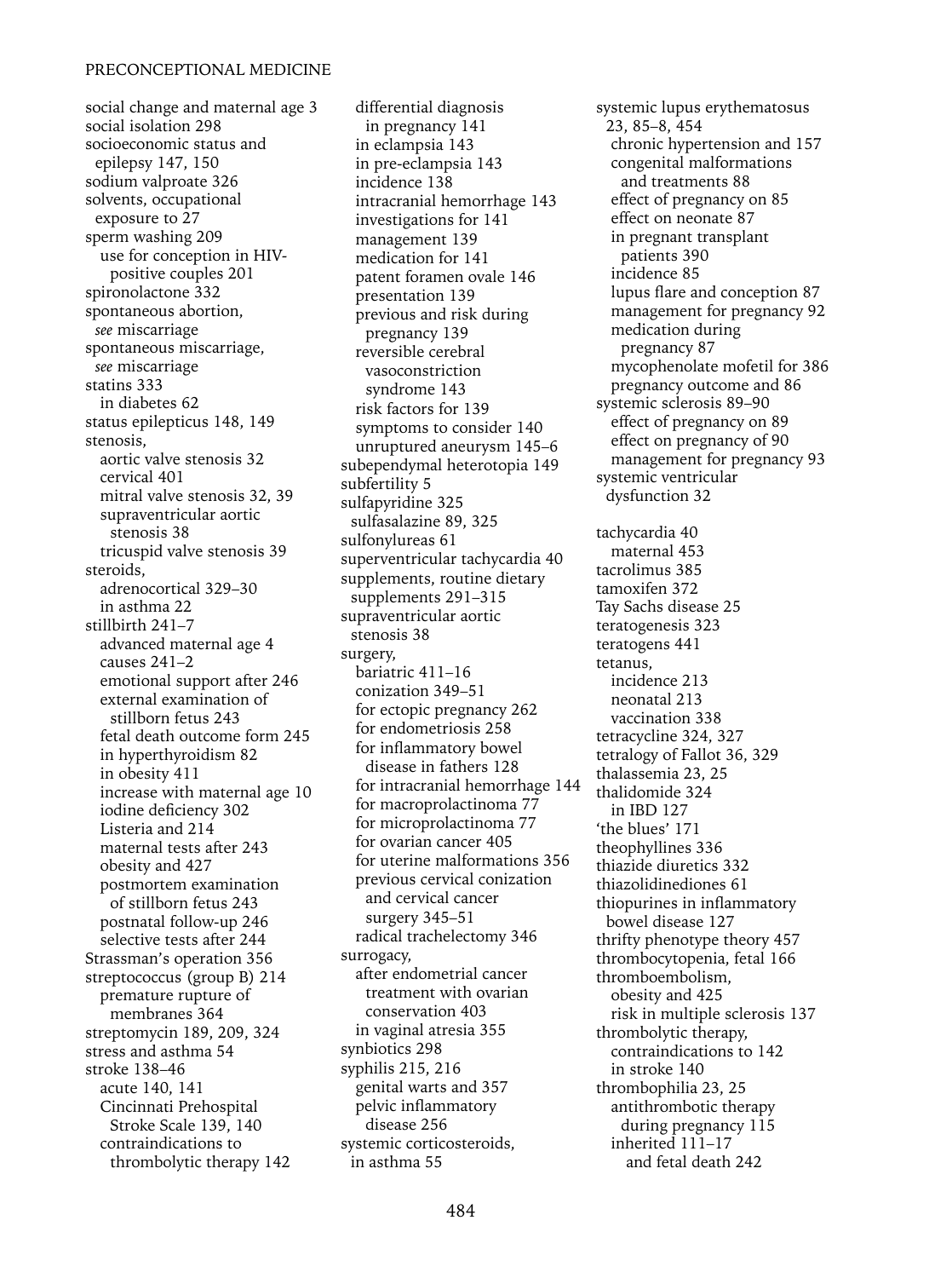social change and maternal age 3
social isolation 298
socioeconomic status and epilepsy 147, 150
sodium valproate 326
solvents, occupational exposure to 27
sperm washing 209
  use for conception in HIV-positive couples 201
spironolactone 332
spontaneous abortion, *see* miscarriage
spontaneous miscarriage, *see* miscarriage
statins 333
  in diabetes 62
status epilepticus 148, 149
stenosis,
  aortic valve stenosis 32
  cervical 401
  mitral valve stenosis 32, 39
  supraventricular aortic stenosis 38
  tricuspid valve stenosis 39
steroids,
  adrenocortical 329–30
  in asthma 22
stillbirth 241–7
  advanced maternal age 4
  causes 241–2
  emotional support after 246
  external examination of stillborn fetus 243
  fetal death outcome form 245
  in hyperthyroidism 82
  in obesity 411
  increase with maternal age 10
  iodine deficiency 302
  Listeria and 214
  maternal tests after 243
  obesity and 427
  postmortem examination of stillborn fetus 243
  postnatal follow-up 246
  selective tests after 244
Strassman's operation 356
streptococcus (group B) 214
  premature rupture of membranes 364
streptomycin 189, 209, 324
stress and asthma 54
stroke 138–46
  acute 140, 141
  Cincinnati Prehospital Stroke Scale 139, 140
  contraindications to thrombolytic therapy 142
  differential diagnosis in pregnancy 141
  in eclampsia 143
  in pre-eclampsia 143
  incidence 138
  intracranial hemorrhage 143
  investigations for 141
  management 139
  medication for 141
  patent foramen ovale 146
  presentation 139
  previous and risk during pregnancy 139
  reversible cerebral vasoconstriction syndrome 143
  risk factors for 139
  symptoms to consider 140
  unruptured aneurysm 145–6
subependymal heterotopia 149
subfertility 5
sulfapyridine 325
sulfasalazine 89, 325
sulfonylureas 61
superventricular tachycardia 40
supplements, routine dietary supplements 291–315
supraventricular aortic stenosis 38
surgery,
  bariatric 411–16
  conization 349–51
  for ectopic pregnancy 262
  for endometriosis 258
  for inflammatory bowel disease in fathers 128
  for intracranial hemorrhage 144
  for macroprolactinoma 77
  for microprolactinoma 77
  for ovarian cancer 405
  for uterine malformations 356
  previous cervical conization and cervical cancer surgery 345–51
  radical trachelectomy 346
surrogacy,
  after endometrial cancer treatment with ovarian conservation 403
  in vaginal atresia 355
synbiotics 298
syphilis 215, 216
  genital warts and 357
  pelvic inflammatory disease 256
systemic corticosteroids, in asthma 55
systemic lupus erythematosus 23, 85–8, 454
  chronic hypertension and 157
  congenital malformations and treatments 88
  effect of pregnancy on 85
  effect on neonate 87
  in pregnant transplant patients 390
  incidence 85
  lupus flare and conception 87
  management for pregnancy 92
  medication during pregnancy 87
  mycophenolate mofetil for 386
  pregnancy outcome and 86
systemic sclerosis 89–90
  effect of pregnancy on 89
  effect on pregnancy of 90
  management for pregnancy 93
systemic ventricular dysfunction 32

tachycardia 40
  maternal 453
tacrolimus 385
tamoxifen 372
Tay Sachs disease 25
teratogenesis 323
teratogens 441
tetanus,
  incidence 213
  neonatal 213
  vaccination 338
tetracycline 324, 327
tetralogy of Fallot 36, 329
thalassemia 23, 25
thalidomide 324
  in IBD 127
'the blues' 171
theophyllines 336
thiazide diuretics 332
thiazolidinediones 61
thiopurines in inflammatory bowel disease 127
thrifty phenotype theory 457
thrombocytopenia, fetal 166
thromboembolism,
  obesity and 425
  risk in multiple sclerosis 137
thrombolytic therapy,
  contraindications to 142
  in stroke 140
thrombophilia 23, 25
  antithrombotic therapy during pregnancy 115
  inherited 111–17
    and fetal death 242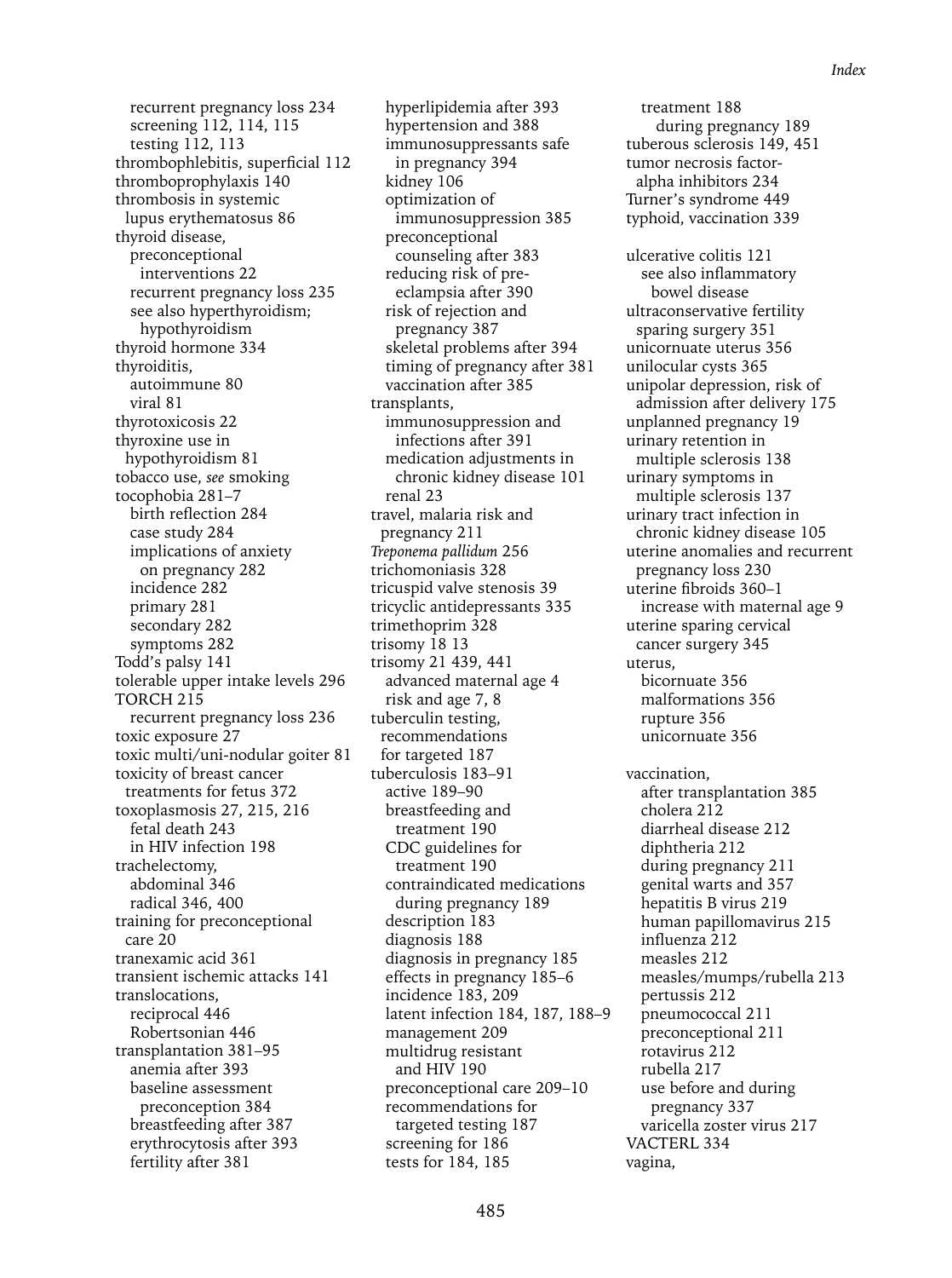recurrent pregnancy loss 234
screening 112, 114, 115
testing 112, 113
thrombophlebitis, superficial 112
thromboprophylaxis 140
thrombosis in systemic lupus erythematosus 86
thyroid disease,
preconceptional interventions 22
recurrent pregnancy loss 235
see also hyperthyroidism; hypothyroidism
thyroid hormone 334
thyroiditis,
autoimmune 80
viral 81
thyrotoxicosis 22
thyroxine use in hypothyroidism 81
tobacco use, *see* smoking
tocophobia 281–7
birth reflection 284
case study 284
implications of anxiety on pregnancy 282
incidence 282
primary 281
secondary 282
symptoms 282
Todd's palsy 141
tolerable upper intake levels 296
TORCH 215
recurrent pregnancy loss 236
toxic exposure 27
toxic multi/uni-nodular goiter 81
toxicity of breast cancer treatments for fetus 372
toxoplasmosis 27, 215, 216
fetal death 243
in HIV infection 198
trachelectomy,
abdominal 346
radical 346, 400
training for preconceptional care 20
tranexamic acid 361
transient ischemic attacks 141
translocations,
reciprocal 446
Robertsonian 446
transplantation 381–95
anemia after 393
baseline assessment preconception 384
breastfeeding after 387
erythrocytosis after 393
fertility after 381
hyperlipidemia after 393
hypertension and 388
immunosuppressants safe in pregnancy 394
kidney 106
optimization of immunosuppression 385
preconceptional counseling after 383
reducing risk of pre-eclampsia after 390
risk of rejection and pregnancy 387
skeletal problems after 394
timing of pregnancy after 381
vaccination after 385
transplants,
immunosuppression and infections after 391
medication adjustments in chronic kidney disease 101
renal 23
travel, malaria risk and pregnancy 211
*Treponema pallidum* 256
trichomoniasis 328
tricuspid valve stenosis 39
tricyclic antidepressants 335
trimethoprim 328
trisomy 18 13
trisomy 21 439, 441
advanced maternal age 4
risk and age 7, 8
tuberculin testing, recommendations for targeted 187
tuberculosis 183–91
active 189–90
breastfeeding and treatment 190
CDC guidelines for treatment 190
contraindicated medications during pregnancy 189
description 183
diagnosis 188
diagnosis in pregnancy 185
effects in pregnancy 185–6
incidence 183, 209
latent infection 184, 187, 188–9
management 209
multidrug resistant and HIV 190
preconceptional care 209–10
recommendations for targeted testing 187
screening for 186
tests for 184, 185
treatment 188
during pregnancy 189
tuberous sclerosis 149, 451
tumor necrosis factor-alpha inhibitors 234
Turner's syndrome 449
typhoid, vaccination 339

ulcerative colitis 121
see also inflammatory bowel disease
ultraconservative fertility sparing surgery 351
unicornuate uterus 356
unilocular cysts 365
unipolar depression, risk of admission after delivery 175
unplanned pregnancy 19
urinary retention in multiple sclerosis 138
urinary symptoms in multiple sclerosis 137
urinary tract infection in chronic kidney disease 105
uterine anomalies and recurrent pregnancy loss 230
uterine fibroids 360–1
increase with maternal age 9
uterine sparing cervical cancer surgery 345
uterus,
bicornuate 356
malformations 356
rupture 356
unicornuate 356

vaccination,
after transplantation 385
cholera 212
diarrheal disease 212
diphtheria 212
during pregnancy 211
genital warts and 357
hepatitis B virus 219
human papillomavirus 215
influenza 212
measles 212
measles/mumps/rubella 213
pertussis 212
pneumococcal 211
preconceptional 211
rotavirus 212
rubella 217
use before and during pregnancy 337
varicella zoster virus 217
VACTERL 334
vagina,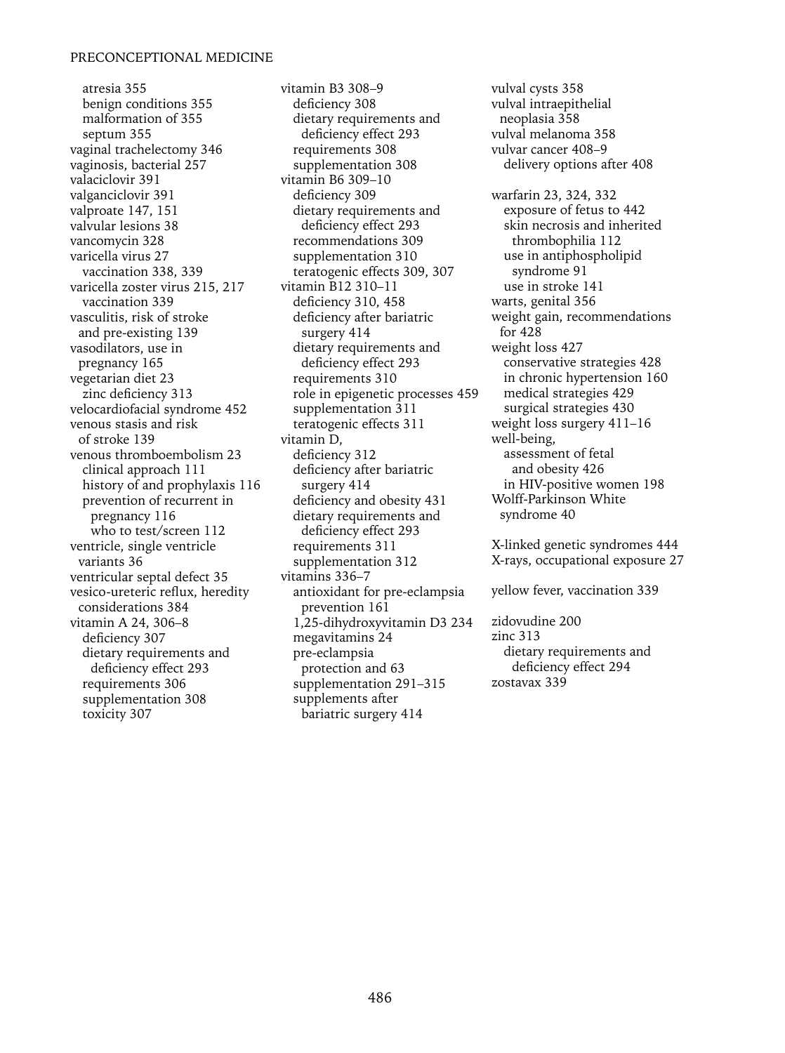atresia 355
benign conditions 355
malformation of 355
septum 355
vaginal trachelectomy 346
vaginosis, bacterial 257
valaciclovir 391
valganciclovir 391
valproate 147, 151
valvular lesions 38
vancomycin 328
varicella virus 27
vaccination 338, 339
varicella zoster virus 215, 217
vaccination 339
vasculitis, risk of stroke and pre-existing 139
vasodilators, use in pregnancy 165
vegetarian diet 23
zinc deficiency 313
velocardiofacial syndrome 452
venous stasis and risk of stroke 139
venous thromboembolism 23
clinical approach 111
history of and prophylaxis 116
prevention of recurrent in pregnancy 116
who to test/screen 112
ventricle, single ventricle variants 36
ventricular septal defect 35
vesico-ureteric reflux, heredity considerations 384
vitamin A 24, 306–8
deficiency 307
dietary requirements and deficiency effect 293
requirements 306
supplementation 308
toxicity 307
vitamin B3 308–9
deficiency 308
dietary requirements and deficiency effect 293
requirements 308
supplementation 308
vitamin B6 309–10
deficiency 309
dietary requirements and deficiency effect 293
recommendations 309
supplementation 310
teratogenic effects 309, 307
vitamin B12 310–11
deficiency 310, 458
deficiency after bariatric surgery 414
dietary requirements and deficiency effect 293
requirements 310
role in epigenetic processes 459
supplementation 311
teratogenic effects 311
vitamin D,
deficiency 312
deficiency after bariatric surgery 414
deficiency and obesity 431
dietary requirements and deficiency effect 293
requirements 311
supplementation 312
vitamins 336–7
antioxidant for pre-eclampsia prevention 161
1,25-dihydroxyvitamin D3 234
megavitamins 24
pre-eclampsia protection and 63
supplementation 291–315
supplements after bariatric surgery 414
vulval cysts 358
vulval intraepithelial neoplasia 358
vulval melanoma 358
vulvar cancer 408–9
delivery options after 408

warfarin 23, 324, 332
exposure of fetus to 442
skin necrosis and inherited thrombophilia 112
use in antiphospholipid syndrome 91
use in stroke 141
warts, genital 356
weight gain, recommendations for 428
weight loss 427
conservative strategies 428
in chronic hypertension 160
medical strategies 429
surgical strategies 430
weight loss surgery 411–16
well-being,
assessment of fetal and obesity 426
in HIV-positive women 198
Wolff-Parkinson White syndrome 40

X-linked genetic syndromes 444
X-rays, occupational exposure 27

yellow fever, vaccination 339

zidovudine 200
zinc 313
dietary requirements and deficiency effect 294
zostavax 339